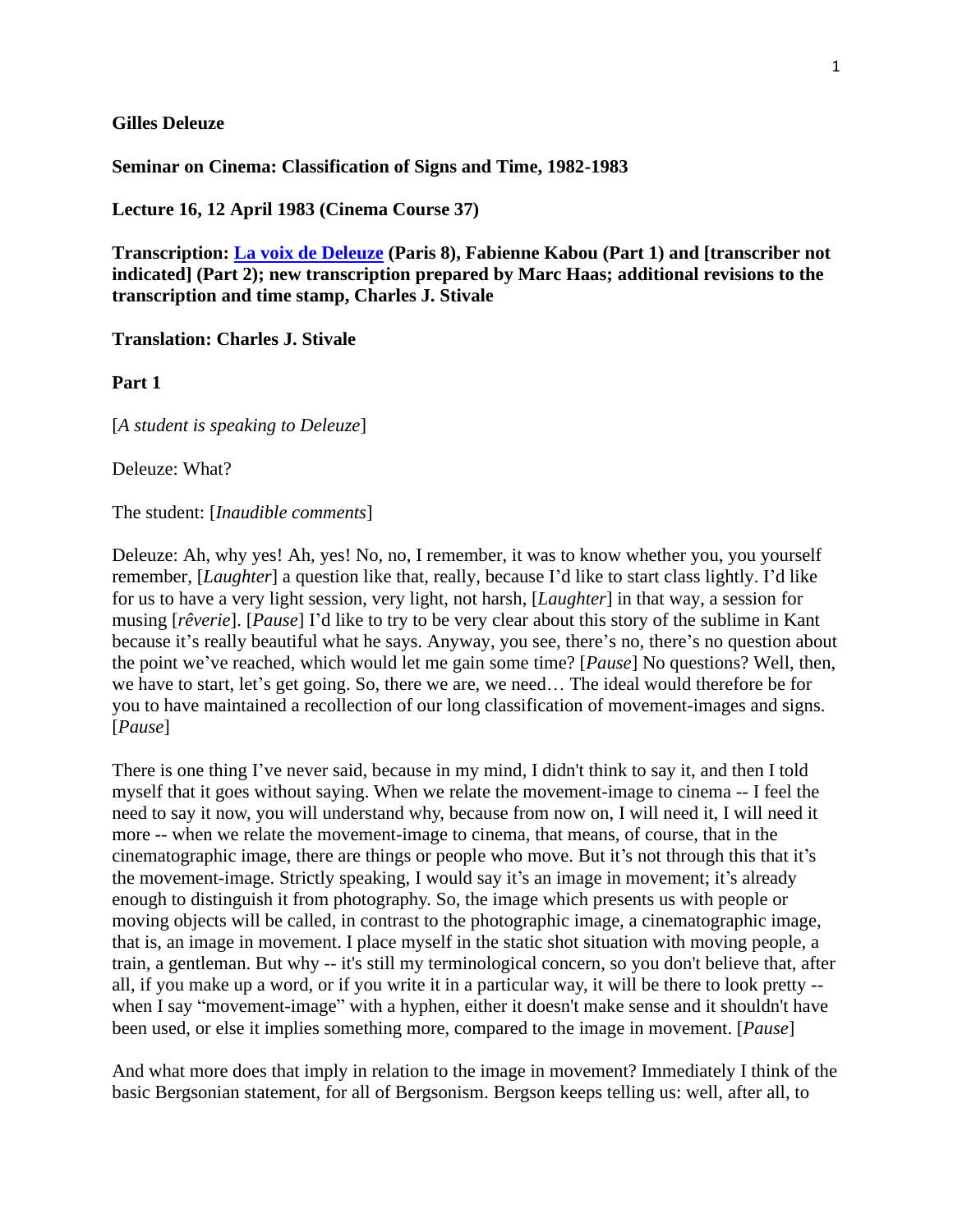**Gilles Deleuze**

**Seminar on Cinema: Classification of Signs and Time, 1982-1983**

**Lecture 16, 12 April 1983 (Cinema Course 37)**

**Transcription: La voix de Deleuze (Paris 8), Fabienne Kabou (Part 1) and [transcriber not indicated] (Part 2); new transcription prepared by Marc Haas; additional revisions to the transcription and time stamp, Charles J. Stivale**

**Translation: Charles J. Stivale**

**Part 1**

[*A student is speaking to Deleuze*]

Deleuze: What?

The student: [*Inaudible comments*]

Deleuze: Ah, why yes! Ah, yes! No, no, I remember, it was to know whether you, you yourself remember, [*Laughter*] a question like that, really, because I'd like to start class lightly. I'd like for us to have a very light session, very light, not harsh, [*Laughter*] in that way, a session for musing [*rêverie*]. [*Pause*] I'd like to try to be very clear about this story of the sublime in Kant because it's really beautiful what he says. Anyway, you see, there's no, there's no question about the point we've reached, which would let me gain some time? [*Pause*] No questions? Well, then, we have to start, let's get going. So, there we are, we need… The ideal would therefore be for you to have maintained a recollection of our long classification of movement-images and signs. [*Pause*]

There is one thing I've never said, because in my mind, I didn't think to say it, and then I told myself that it goes without saying. When we relate the movement-image to cinema -- I feel the need to say it now, you will understand why, because from now on, I will need it, I will need it more -- when we relate the movement-image to cinema, that means, of course, that in the cinematographic image, there are things or people who move. But it's not through this that it's the movement-image. Strictly speaking, I would say it's an image in movement; it's already enough to distinguish it from photography. So, the image which presents us with people or moving objects will be called, in contrast to the photographic image, a cinematographic image, that is, an image in movement. I place myself in the static shot situation with moving people, a train, a gentleman. But why -- it's still my terminological concern, so you don't believe that, after all, if you make up a word, or if you write it in a particular way, it will be there to look pretty -- when I say "movement-image" with a hyphen, either it doesn't make sense and it shouldn't have been used, or else it implies something more, compared to the image in movement. [*Pause*]

And what more does that imply in relation to the image in movement? Immediately I think of the basic Bergsonian statement, for all of Bergsonism. Bergson keeps telling us: well, after all, to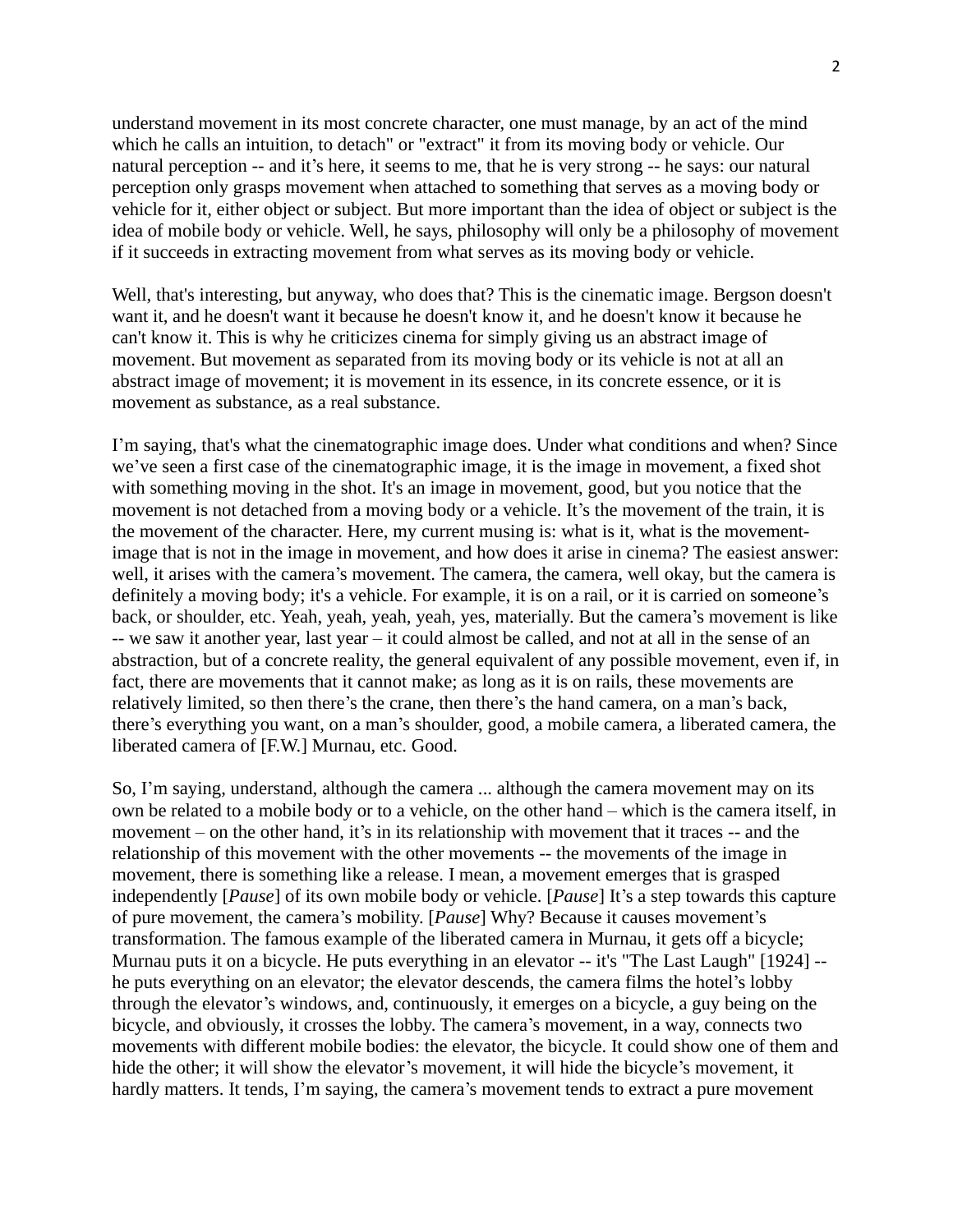understand movement in its most concrete character, one must manage, by an act of the mind which he calls an intuition, to detach" or "extract" it from its moving body or vehicle. Our natural perception -- and it's here, it seems to me, that he is very strong -- he says: our natural perception only grasps movement when attached to something that serves as a moving body or vehicle for it, either object or subject. But more important than the idea of object or subject is the idea of mobile body or vehicle. Well, he says, philosophy will only be a philosophy of movement if it succeeds in extracting movement from what serves as its moving body or vehicle.

Well, that's interesting, but anyway, who does that? This is the cinematic image. Bergson doesn't want it, and he doesn't want it because he doesn't know it, and he doesn't know it because he can't know it. This is why he criticizes cinema for simply giving us an abstract image of movement. But movement as separated from its moving body or its vehicle is not at all an abstract image of movement; it is movement in its essence, in its concrete essence, or it is movement as substance, as a real substance.

I'm saying, that's what the cinematographic image does. Under what conditions and when? Since we've seen a first case of the cinematographic image, it is the image in movement, a fixed shot with something moving in the shot. It's an image in movement, good, but you notice that the movement is not detached from a moving body or a vehicle. It's the movement of the train, it is the movement of the character. Here, my current musing is: what is it, what is the movement-image that is not in the image in movement, and how does it arise in cinema? The easiest answer: well, it arises with the camera's movement. The camera, the camera, well okay, but the camera is definitely a moving body; it's a vehicle. For example, it is on a rail, or it is carried on someone's back, or shoulder, etc. Yeah, yeah, yeah, yeah, yes, materially. But the camera's movement is like -- we saw it another year, last year – it could almost be called, and not at all in the sense of an abstraction, but of a concrete reality, the general equivalent of any possible movement, even if, in fact, there are movements that it cannot make; as long as it is on rails, these movements are relatively limited, so then there's the crane, then there's the hand camera, on a man's back, there's everything you want, on a man's shoulder, good, a mobile camera, a liberated camera, the liberated camera of [F.W.] Murnau, etc. Good.

So, I'm saying, understand, although the camera ... although the camera movement may on its own be related to a mobile body or to a vehicle, on the other hand – which is the camera itself, in movement – on the other hand, it's in its relationship with movement that it traces -- and the relationship of this movement with the other movements -- the movements of the image in movement, there is something like a release. I mean, a movement emerges that is grasped independently [*Pause*] of its own mobile body or vehicle. [*Pause*] It's a step towards this capture of pure movement, the camera's mobility. [*Pause*] Why? Because it causes movement's transformation. The famous example of the liberated camera in Murnau, it gets off a bicycle; Murnau puts it on a bicycle. He puts everything in an elevator -- it's "The Last Laugh" [1924] -- he puts everything on an elevator; the elevator descends, the camera films the hotel's lobby through the elevator's windows, and, continuously, it emerges on a bicycle, a guy being on the bicycle, and obviously, it crosses the lobby. The camera's movement, in a way, connects two movements with different mobile bodies: the elevator, the bicycle. It could show one of them and hide the other; it will show the elevator's movement, it will hide the bicycle's movement, it hardly matters. It tends, I'm saying, the camera's movement tends to extract a pure movement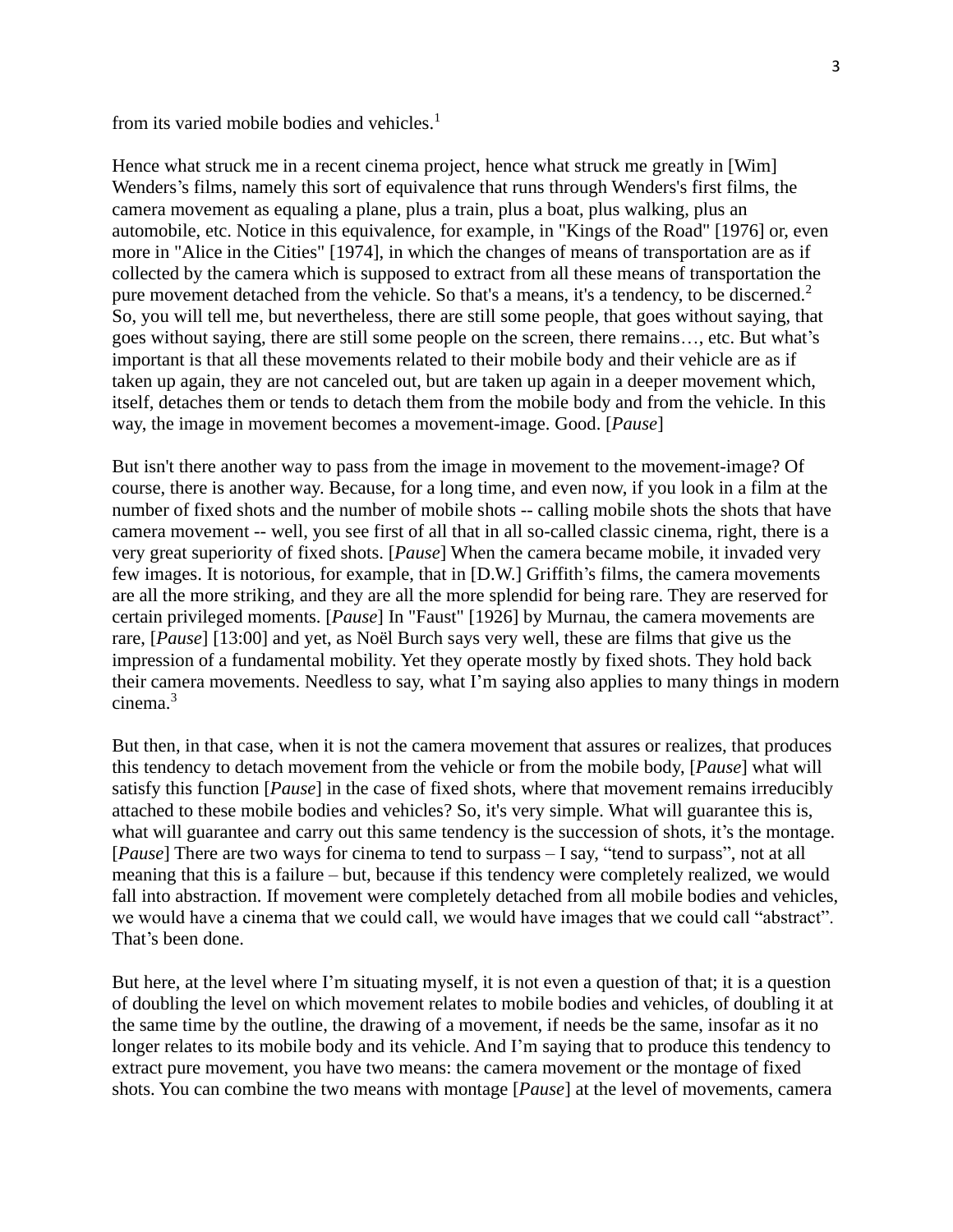from its varied mobile bodies and vehicles.[1]

Hence what struck me in a recent cinema project, hence what struck me greatly in [Wim] Wenders's films, namely this sort of equivalence that runs through Wenders's first films, the camera movement as equaling a plane, plus a train, plus a boat, plus walking, plus an automobile, etc. Notice in this equivalence, for example, in "Kings of the Road" [1976] or, even more in "Alice in the Cities" [1974], in which the changes of means of transportation are as if collected by the camera which is supposed to extract from all these means of transportation the pure movement detached from the vehicle. So that's a means, it's a tendency, to be discerned.[2] So, you will tell me, but nevertheless, there are still some people, that goes without saying, that goes without saying, there are still some people on the screen, there remains…, etc. But what's important is that all these movements related to their mobile body and their vehicle are as if taken up again, they are not canceled out, but are taken up again in a deeper movement which, itself, detaches them or tends to detach them from the mobile body and from the vehicle. In this way, the image in movement becomes a movement-image. Good. [*Pause*]

But isn't there another way to pass from the image in movement to the movement-image? Of course, there is another way. Because, for a long time, and even now, if you look in a film at the number of fixed shots and the number of mobile shots -- calling mobile shots the shots that have camera movement -- well, you see first of all that in all so-called classic cinema, right, there is a very great superiority of fixed shots. [*Pause*] When the camera became mobile, it invaded very few images. It is notorious, for example, that in [D.W.] Griffith's films, the camera movements are all the more striking, and they are all the more splendid for being rare. They are reserved for certain privileged moments. [*Pause*] In "Faust" [1926] by Murnau, the camera movements are rare, [*Pause*] [13:00] and yet, as Noël Burch says very well, these are films that give us the impression of a fundamental mobility. Yet they operate mostly by fixed shots. They hold back their camera movements. Needless to say, what I'm saying also applies to many things in modern cinema.[3]

But then, in that case, when it is not the camera movement that assures or realizes, that produces this tendency to detach movement from the vehicle or from the mobile body, [*Pause*] what will satisfy this function [*Pause*] in the case of fixed shots, where that movement remains irreducibly attached to these mobile bodies and vehicles? So, it's very simple. What will guarantee this is, what will guarantee and carry out this same tendency is the succession of shots, it's the montage. [*Pause*] There are two ways for cinema to tend to surpass – I say, "tend to surpass", not at all meaning that this is a failure – but, because if this tendency were completely realized, we would fall into abstraction. If movement were completely detached from all mobile bodies and vehicles, we would have a cinema that we could call, we would have images that we could call "abstract". That's been done.

But here, at the level where I'm situating myself, it is not even a question of that; it is a question of doubling the level on which movement relates to mobile bodies and vehicles, of doubling it at the same time by the outline, the drawing of a movement, if needs be the same, insofar as it no longer relates to its mobile body and its vehicle. And I'm saying that to produce this tendency to extract pure movement, you have two means: the camera movement or the montage of fixed shots. You can combine the two means with montage [*Pause*] at the level of movements, camera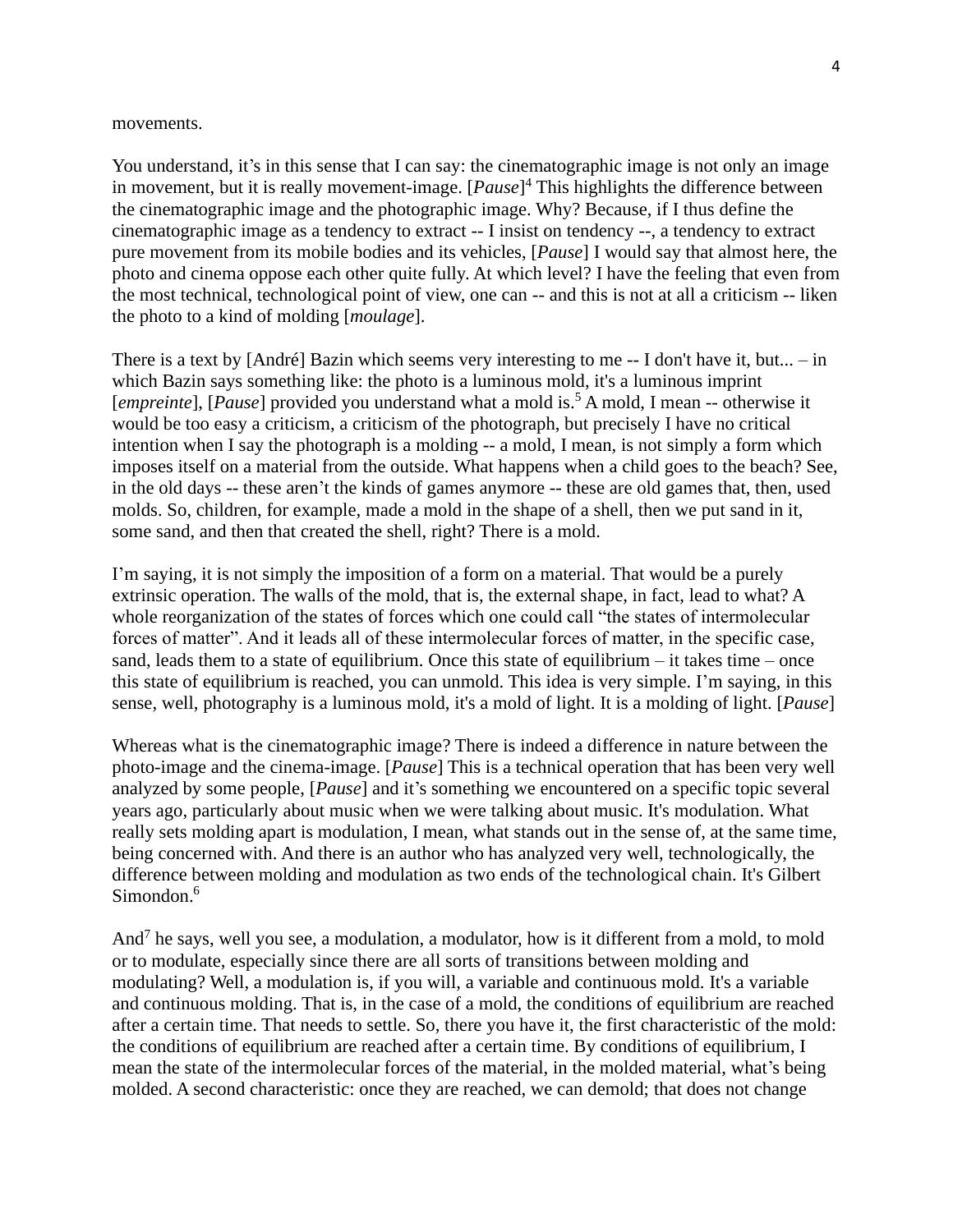movements.

You understand, it's in this sense that I can say: the cinematographic image is not only an image in movement, but it is really movement-image. [*Pause*][4] This highlights the difference between the cinematographic image and the photographic image. Why? Because, if I thus define the cinematographic image as a tendency to extract -- I insist on tendency --, a tendency to extract pure movement from its mobile bodies and its vehicles, [*Pause*] I would say that almost here, the photo and cinema oppose each other quite fully. At which level? I have the feeling that even from the most technical, technological point of view, one can -- and this is not at all a criticism -- liken the photo to a kind of molding [*moulage*].

There is a text by [André] Bazin which seems very interesting to me -- I don't have it, but... – in which Bazin says something like: the photo is a luminous mold, it's a luminous imprint [*empreinte*], [*Pause*] provided you understand what a mold is.[5] A mold, I mean -- otherwise it would be too easy a criticism, a criticism of the photograph, but precisely I have no critical intention when I say the photograph is a molding -- a mold, I mean, is not simply a form which imposes itself on a material from the outside. What happens when a child goes to the beach? See, in the old days -- these aren't the kinds of games anymore -- these are old games that, then, used molds. So, children, for example, made a mold in the shape of a shell, then we put sand in it, some sand, and then that created the shell, right? There is a mold.

I'm saying, it is not simply the imposition of a form on a material. That would be a purely extrinsic operation. The walls of the mold, that is, the external shape, in fact, lead to what? A whole reorganization of the states of forces which one could call "the states of intermolecular forces of matter". And it leads all of these intermolecular forces of matter, in the specific case, sand, leads them to a state of equilibrium. Once this state of equilibrium – it takes time – once this state of equilibrium is reached, you can unmold. This idea is very simple. I'm saying, in this sense, well, photography is a luminous mold, it's a mold of light. It is a molding of light. [*Pause*]

Whereas what is the cinematographic image? There is indeed a difference in nature between the photo-image and the cinema-image. [*Pause*] This is a technical operation that has been very well analyzed by some people, [*Pause*] and it's something we encountered on a specific topic several years ago, particularly about music when we were talking about music. It's modulation. What really sets molding apart is modulation, I mean, what stands out in the sense of, at the same time, being concerned with. And there is an author who has analyzed very well, technologically, the difference between molding and modulation as two ends of the technological chain. It's Gilbert Simondon.[6]

And[7] he says, well you see, a modulation, a modulator, how is it different from a mold, to mold or to modulate, especially since there are all sorts of transitions between molding and modulating? Well, a modulation is, if you will, a variable and continuous mold. It's a variable and continuous molding. That is, in the case of a mold, the conditions of equilibrium are reached after a certain time. That needs to settle. So, there you have it, the first characteristic of the mold: the conditions of equilibrium are reached after a certain time. By conditions of equilibrium, I mean the state of the intermolecular forces of the material, in the molded material, what's being molded. A second characteristic: once they are reached, we can demold; that does not change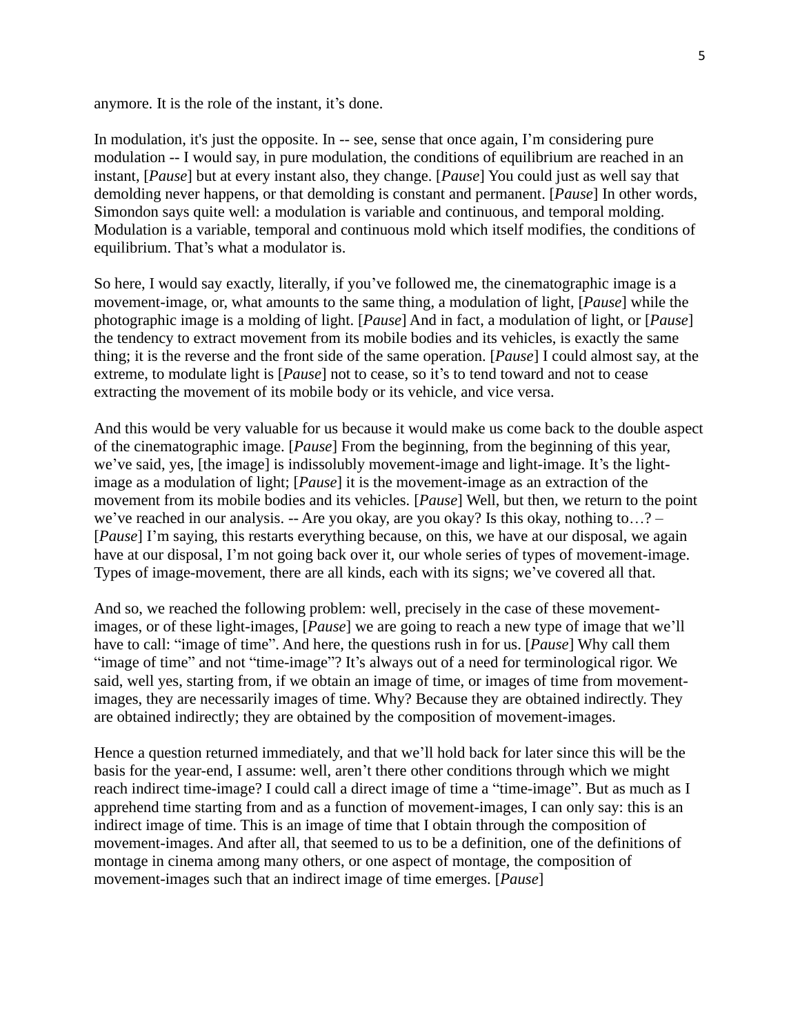anymore. It is the role of the instant, it's done.

In modulation, it's just the opposite. In -- see, sense that once again, I'm considering pure modulation -- I would say, in pure modulation, the conditions of equilibrium are reached in an instant, [*Pause*] but at every instant also, they change. [*Pause*] You could just as well say that demolding never happens, or that demolding is constant and permanent. [*Pause*] In other words, Simondon says quite well: a modulation is variable and continuous, and temporal molding. Modulation is a variable, temporal and continuous mold which itself modifies, the conditions of equilibrium. That's what a modulator is.

So here, I would say exactly, literally, if you've followed me, the cinematographic image is a movement-image, or, what amounts to the same thing, a modulation of light, [*Pause*] while the photographic image is a molding of light. [*Pause*] And in fact, a modulation of light, or [*Pause*] the tendency to extract movement from its mobile bodies and its vehicles, is exactly the same thing; it is the reverse and the front side of the same operation. [*Pause*] I could almost say, at the extreme, to modulate light is [*Pause*] not to cease, so it's to tend toward and not to cease extracting the movement of its mobile body or its vehicle, and vice versa.

And this would be very valuable for us because it would make us come back to the double aspect of the cinematographic image. [*Pause*] From the beginning, from the beginning of this year, we've said, yes, [the image] is indissolubly movement-image and light-image. It's the light-image as a modulation of light; [*Pause*] it is the movement-image as an extraction of the movement from its mobile bodies and its vehicles. [*Pause*] Well, but then, we return to the point we've reached in our analysis. -- Are you okay, are you okay? Is this okay, nothing to…? – [*Pause*] I'm saying, this restarts everything because, on this, we have at our disposal, we again have at our disposal, I'm not going back over it, our whole series of types of movement-image. Types of image-movement, there are all kinds, each with its signs; we've covered all that.

And so, we reached the following problem: well, precisely in the case of these movement-images, or of these light-images, [*Pause*] we are going to reach a new type of image that we'll have to call: "image of time". And here, the questions rush in for us. [*Pause*] Why call them "image of time" and not "time-image"? It's always out of a need for terminological rigor. We said, well yes, starting from, if we obtain an image of time, or images of time from movement-images, they are necessarily images of time. Why? Because they are obtained indirectly. They are obtained indirectly; they are obtained by the composition of movement-images.

Hence a question returned immediately, and that we'll hold back for later since this will be the basis for the year-end, I assume: well, aren't there other conditions through which we might reach indirect time-image? I could call a direct image of time a "time-image". But as much as I apprehend time starting from and as a function of movement-images, I can only say: this is an indirect image of time. This is an image of time that I obtain through the composition of movement-images. And after all, that seemed to us to be a definition, one of the definitions of montage in cinema among many others, or one aspect of montage, the composition of movement-images such that an indirect image of time emerges. [*Pause*]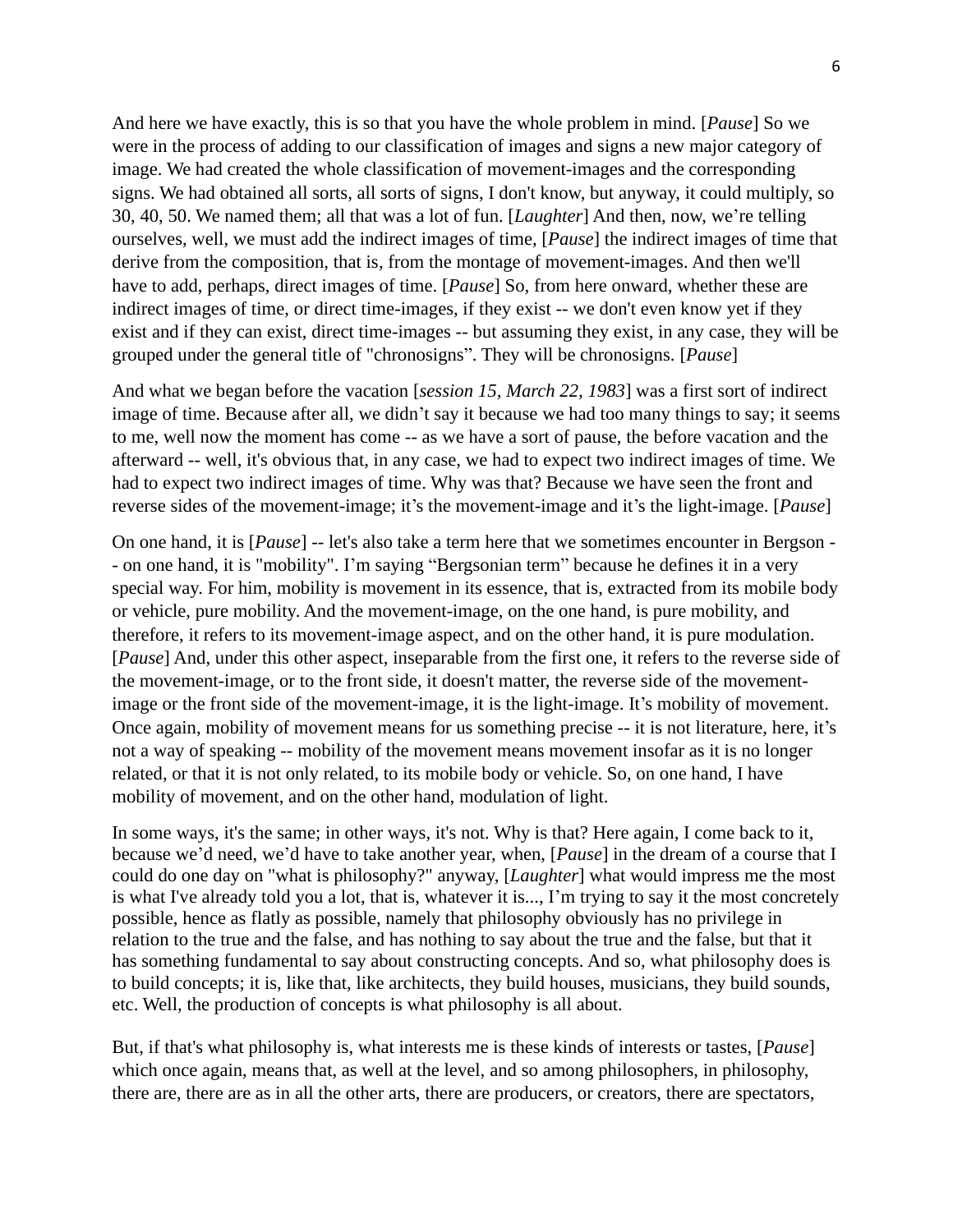And here we have exactly, this is so that you have the whole problem in mind. [*Pause*] So we were in the process of adding to our classification of images and signs a new major category of image. We had created the whole classification of movement-images and the corresponding signs. We had obtained all sorts, all sorts of signs, I don't know, but anyway, it could multiply, so 30, 40, 50. We named them; all that was a lot of fun. [*Laughter*] And then, now, we're telling ourselves, well, we must add the indirect images of time, [*Pause*] the indirect images of time that derive from the composition, that is, from the montage of movement-images. And then we'll have to add, perhaps, direct images of time. [*Pause*] So, from here onward, whether these are indirect images of time, or direct time-images, if they exist -- we don't even know yet if they exist and if they can exist, direct time-images -- but assuming they exist, in any case, they will be grouped under the general title of "chronosigns". They will be chronosigns. [*Pause*]

And what we began before the vacation [*session 15, March 22, 1983*] was a first sort of indirect image of time. Because after all, we didn't say it because we had too many things to say; it seems to me, well now the moment has come -- as we have a sort of pause, the before vacation and the afterward -- well, it's obvious that, in any case, we had to expect two indirect images of time. We had to expect two indirect images of time. Why was that? Because we have seen the front and reverse sides of the movement-image; it's the movement-image and it's the light-image. [*Pause*]

On one hand, it is [*Pause*] -- let's also take a term here that we sometimes encounter in Bergson -- on one hand, it is "mobility". I'm saying "Bergsonian term" because he defines it in a very special way. For him, mobility is movement in its essence, that is, extracted from its mobile body or vehicle, pure mobility. And the movement-image, on the one hand, is pure mobility, and therefore, it refers to its movement-image aspect, and on the other hand, it is pure modulation. [*Pause*] And, under this other aspect, inseparable from the first one, it refers to the reverse side of the movement-image, or to the front side, it doesn't matter, the reverse side of the movement-image or the front side of the movement-image, it is the light-image. It's mobility of movement. Once again, mobility of movement means for us something precise -- it is not literature, here, it's not a way of speaking -- mobility of the movement means movement insofar as it is no longer related, or that it is not only related, to its mobile body or vehicle. So, on one hand, I have mobility of movement, and on the other hand, modulation of light.

In some ways, it's the same; in other ways, it's not. Why is that? Here again, I come back to it, because we'd need, we'd have to take another year, when, [*Pause*] in the dream of a course that I could do one day on "what is philosophy?" anyway, [*Laughter*] what would impress me the most is what I've already told you a lot, that is, whatever it is..., I'm trying to say it the most concretely possible, hence as flatly as possible, namely that philosophy obviously has no privilege in relation to the true and the false, and has nothing to say about the true and the false, but that it has something fundamental to say about constructing concepts. And so, what philosophy does is to build concepts; it is, like that, like architects, they build houses, musicians, they build sounds, etc. Well, the production of concepts is what philosophy is all about.

But, if that's what philosophy is, what interests me is these kinds of interests or tastes, [*Pause*] which once again, means that, as well at the level, and so among philosophers, in philosophy, there are, there are as in all the other arts, there are producers, or creators, there are spectators,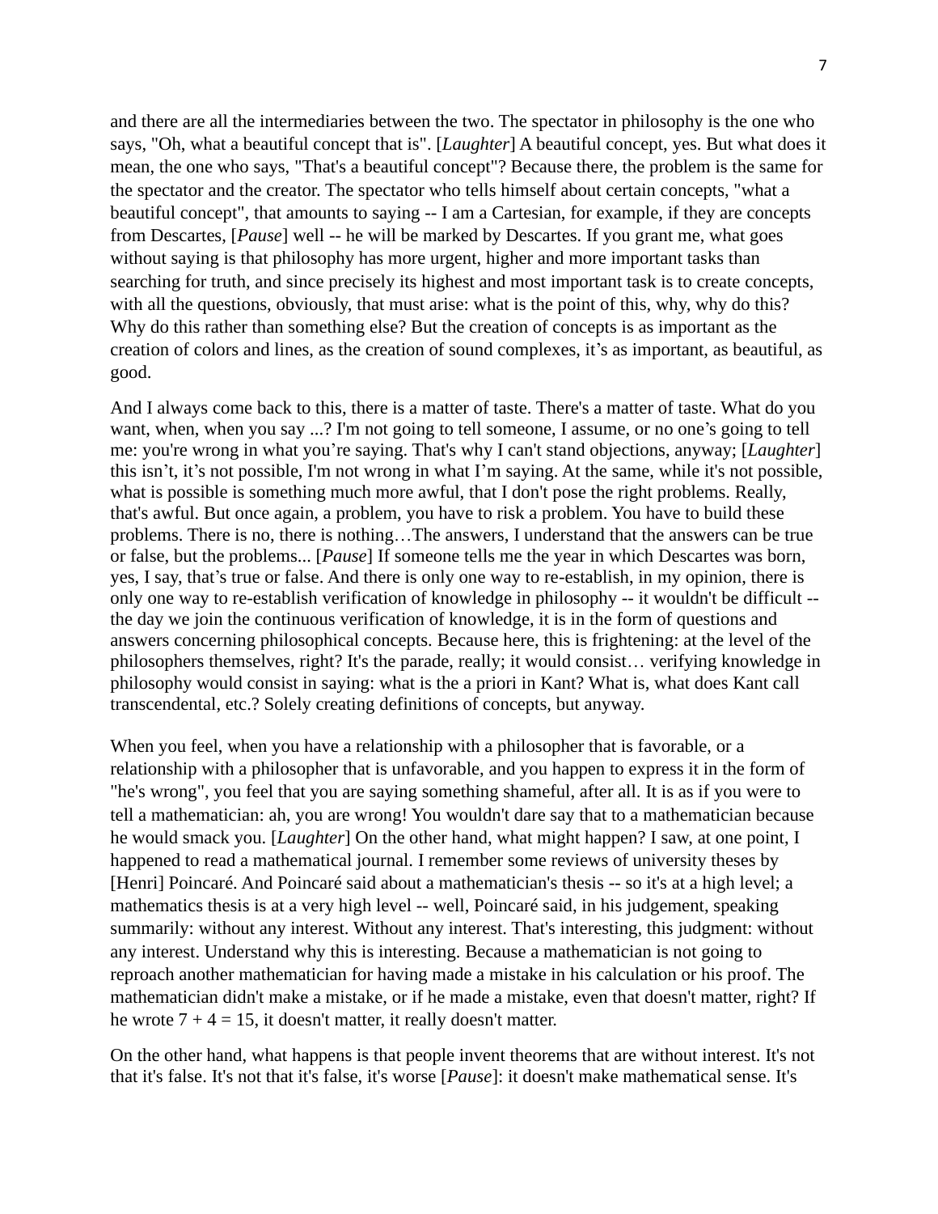and there are all the intermediaries between the two. The spectator in philosophy is the one who says, "Oh, what a beautiful concept that is". [*Laughter*] A beautiful concept, yes. But what does it mean, the one who says, "That's a beautiful concept"? Because there, the problem is the same for the spectator and the creator. The spectator who tells himself about certain concepts, "what a beautiful concept", that amounts to saying -- I am a Cartesian, for example, if they are concepts from Descartes, [*Pause*] well -- he will be marked by Descartes. If you grant me, what goes without saying is that philosophy has more urgent, higher and more important tasks than searching for truth, and since precisely its highest and most important task is to create concepts, with all the questions, obviously, that must arise: what is the point of this, why, why do this? Why do this rather than something else? But the creation of concepts is as important as the creation of colors and lines, as the creation of sound complexes, it's as important, as beautiful, as good.

And I always come back to this, there is a matter of taste. There's a matter of taste. What do you want, when, when you say ...? I'm not going to tell someone, I assume, or no one's going to tell me: you're wrong in what you're saying. That's why I can't stand objections, anyway; [*Laughter*] this isn't, it's not possible, I'm not wrong in what I'm saying. At the same, while it's not possible, what is possible is something much more awful, that I don't pose the right problems. Really, that's awful. But once again, a problem, you have to risk a problem. You have to build these problems. There is no, there is nothing…The answers, I understand that the answers can be true or false, but the problems... [*Pause*] If someone tells me the year in which Descartes was born, yes, I say, that's true or false. And there is only one way to re-establish, in my opinion, there is only one way to re-establish verification of knowledge in philosophy -- it wouldn't be difficult -- the day we join the continuous verification of knowledge, it is in the form of questions and answers concerning philosophical concepts. Because here, this is frightening: at the level of the philosophers themselves, right? It's the parade, really; it would consist… verifying knowledge in philosophy would consist in saying: what is the a priori in Kant? What is, what does Kant call transcendental, etc.? Solely creating definitions of concepts, but anyway.

When you feel, when you have a relationship with a philosopher that is favorable, or a relationship with a philosopher that is unfavorable, and you happen to express it in the form of "he's wrong", you feel that you are saying something shameful, after all. It is as if you were to tell a mathematician: ah, you are wrong! You wouldn't dare say that to a mathematician because he would smack you. [*Laughter*] On the other hand, what might happen? I saw, at one point, I happened to read a mathematical journal. I remember some reviews of university theses by [Henri] Poincaré. And Poincaré said about a mathematician's thesis -- so it's at a high level; a mathematics thesis is at a very high level -- well, Poincaré said, in his judgement, speaking summarily: without any interest. Without any interest. That's interesting, this judgment: without any interest. Understand why this is interesting. Because a mathematician is not going to reproach another mathematician for having made a mistake in his calculation or his proof. The mathematician didn't make a mistake, or if he made a mistake, even that doesn't matter, right? If he wrote $7 + 4 = 15$, it doesn't matter, it really doesn't matter.

On the other hand, what happens is that people invent theorems that are without interest. It's not that it's false. It's not that it's false, it's worse [*Pause*]: it doesn't make mathematical sense. It's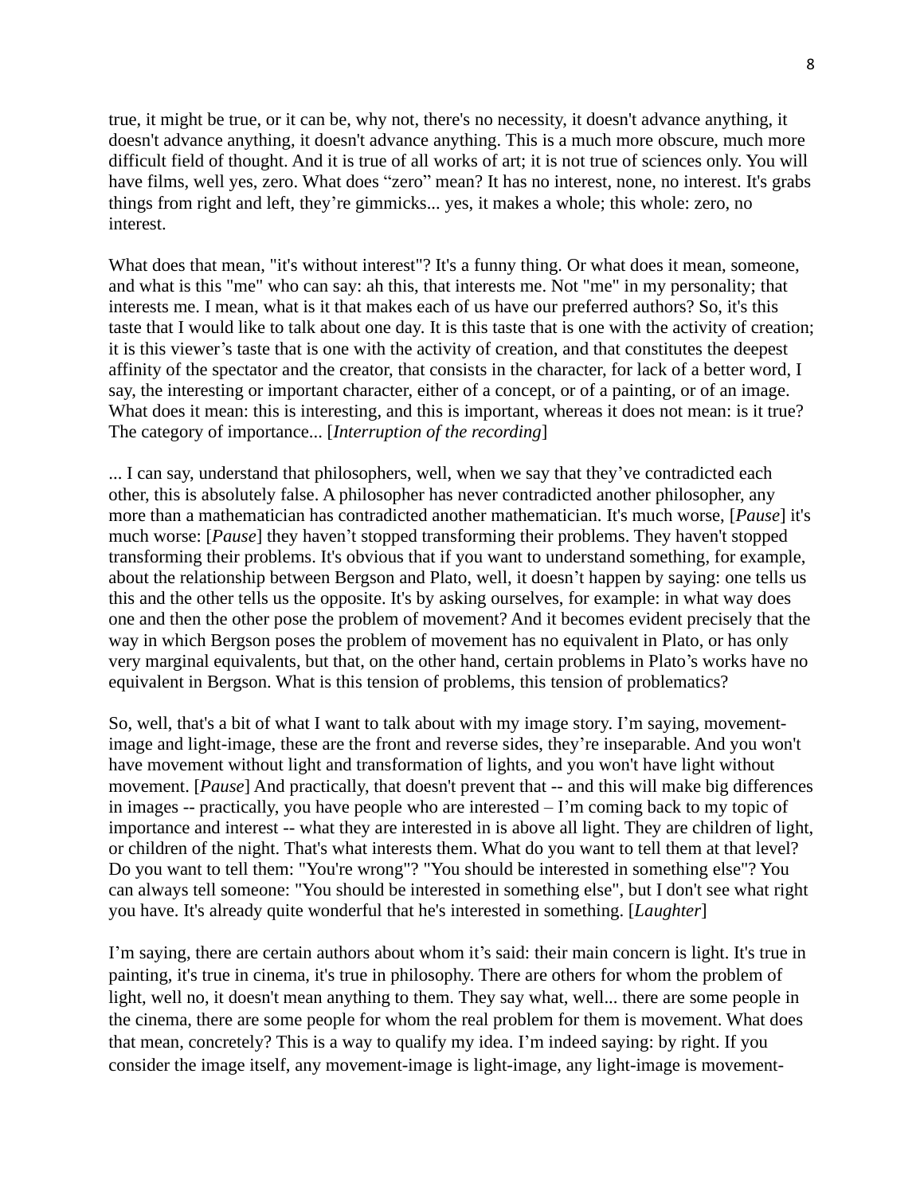true, it might be true, or it can be, why not, there's no necessity, it doesn't advance anything, it doesn't advance anything, it doesn't advance anything. This is a much more obscure, much more difficult field of thought. And it is true of all works of art; it is not true of sciences only. You will have films, well yes, zero. What does "zero" mean? It has no interest, none, no interest. It's grabs things from right and left, they're gimmicks... yes, it makes a whole; this whole: zero, no interest.

What does that mean, "it's without interest"? It's a funny thing. Or what does it mean, someone, and what is this "me" who can say: ah this, that interests me. Not "me" in my personality; that interests me. I mean, what is it that makes each of us have our preferred authors? So, it's this taste that I would like to talk about one day. It is this taste that is one with the activity of creation; it is this viewer's taste that is one with the activity of creation, and that constitutes the deepest affinity of the spectator and the creator, that consists in the character, for lack of a better word, I say, the interesting or important character, either of a concept, or of a painting, or of an image. What does it mean: this is interesting, and this is important, whereas it does not mean: is it true? The category of importance... [*Interruption of the recording*]

... I can say, understand that philosophers, well, when we say that they've contradicted each other, this is absolutely false. A philosopher has never contradicted another philosopher, any more than a mathematician has contradicted another mathematician. It's much worse, [*Pause*] it's much worse: [*Pause*] they haven't stopped transforming their problems. They haven't stopped transforming their problems. It's obvious that if you want to understand something, for example, about the relationship between Bergson and Plato, well, it doesn't happen by saying: one tells us this and the other tells us the opposite. It's by asking ourselves, for example: in what way does one and then the other pose the problem of movement? And it becomes evident precisely that the way in which Bergson poses the problem of movement has no equivalent in Plato, or has only very marginal equivalents, but that, on the other hand, certain problems in Plato's works have no equivalent in Bergson. What is this tension of problems, this tension of problematics?

So, well, that's a bit of what I want to talk about with my image story. I'm saying, movement-image and light-image, these are the front and reverse sides, they're inseparable. And you won't have movement without light and transformation of lights, and you won't have light without movement. [*Pause*] And practically, that doesn't prevent that -- and this will make big differences in images -- practically, you have people who are interested – I'm coming back to my topic of importance and interest -- what they are interested in is above all light. They are children of light, or children of the night. That's what interests them. What do you want to tell them at that level? Do you want to tell them: "You're wrong"? "You should be interested in something else"? You can always tell someone: "You should be interested in something else", but I don't see what right you have. It's already quite wonderful that he's interested in something. [*Laughter*]

I'm saying, there are certain authors about whom it's said: their main concern is light. It's true in painting, it's true in cinema, it's true in philosophy. There are others for whom the problem of light, well no, it doesn't mean anything to them. They say what, well... there are some people in the cinema, there are some people for whom the real problem for them is movement. What does that mean, concretely? This is a way to qualify my idea. I'm indeed saying: by right. If you consider the image itself, any movement-image is light-image, any light-image is movement-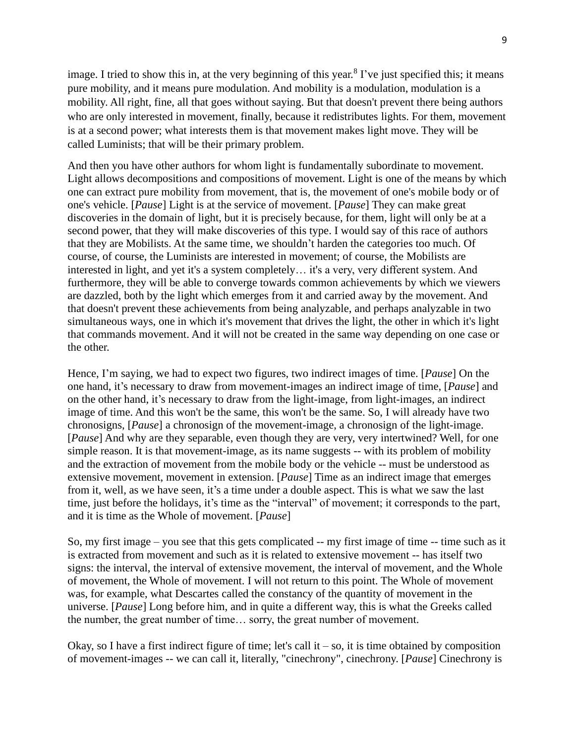image. I tried to show this in, at the very beginning of this year.[8] I've just specified this; it means pure mobility, and it means pure modulation. And mobility is a modulation, modulation is a mobility. All right, fine, all that goes without saying. But that doesn't prevent there being authors who are only interested in movement, finally, because it redistributes lights. For them, movement is at a second power; what interests them is that movement makes light move. They will be called Luminists; that will be their primary problem.

And then you have other authors for whom light is fundamentally subordinate to movement. Light allows decompositions and compositions of movement. Light is one of the means by which one can extract pure mobility from movement, that is, the movement of one's mobile body or of one's vehicle. [*Pause*] Light is at the service of movement. [*Pause*] They can make great discoveries in the domain of light, but it is precisely because, for them, light will only be at a second power, that they will make discoveries of this type. I would say of this race of authors that they are Mobilists. At the same time, we shouldn't harden the categories too much. Of course, of course, the Luminists are interested in movement; of course, the Mobilists are interested in light, and yet it's a system completely… it's a very, very different system. And furthermore, they will be able to converge towards common achievements by which we viewers are dazzled, both by the light which emerges from it and carried away by the movement. And that doesn't prevent these achievements from being analyzable, and perhaps analyzable in two simultaneous ways, one in which it's movement that drives the light, the other in which it's light that commands movement. And it will not be created in the same way depending on one case or the other.

Hence, I'm saying, we had to expect two figures, two indirect images of time. [*Pause*] On the one hand, it's necessary to draw from movement-images an indirect image of time, [*Pause*] and on the other hand, it's necessary to draw from the light-image, from light-images, an indirect image of time. And this won't be the same, this won't be the same. So, I will already have two chronosigns, [*Pause*] a chronosign of the movement-image, a chronosign of the light-image. [*Pause*] And why are they separable, even though they are very, very intertwined? Well, for one simple reason. It is that movement-image, as its name suggests -- with its problem of mobility and the extraction of movement from the mobile body or the vehicle -- must be understood as extensive movement, movement in extension. [*Pause*] Time as an indirect image that emerges from it, well, as we have seen, it's a time under a double aspect. This is what we saw the last time, just before the holidays, it's time as the "interval" of movement; it corresponds to the part, and it is time as the Whole of movement. [*Pause*]

So, my first image – you see that this gets complicated -- my first image of time -- time such as it is extracted from movement and such as it is related to extensive movement -- has itself two signs: the interval, the interval of extensive movement, the interval of movement, and the Whole of movement, the Whole of movement. I will not return to this point. The Whole of movement was, for example, what Descartes called the constancy of the quantity of movement in the universe. [*Pause*] Long before him, and in quite a different way, this is what the Greeks called the number, the great number of time… sorry, the great number of movement.

Okay, so I have a first indirect figure of time; let's call it – so, it is time obtained by composition of movement-images -- we can call it, literally, "cinechrony", cinechrony. [*Pause*] Cinechrony is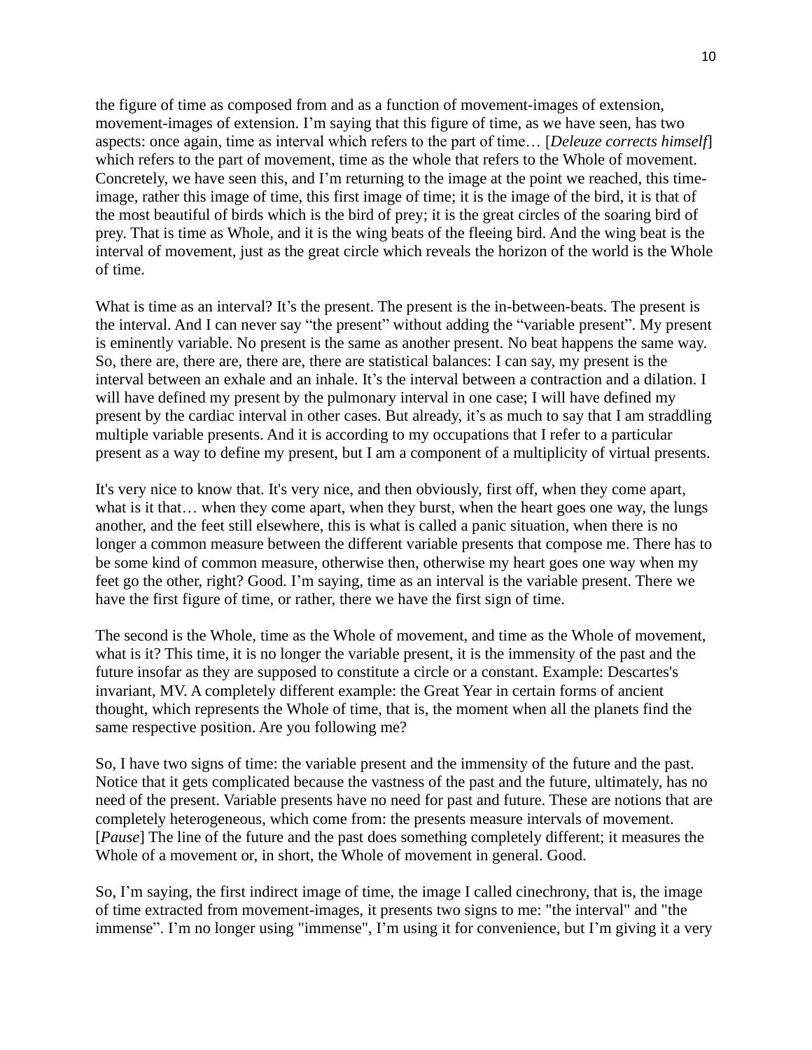the figure of time as composed from and as a function of movement-images of extension, movement-images of extension. I'm saying that this figure of time, as we have seen, has two aspects: once again, time as interval which refers to the part of time… [*Deleuze corrects himself*] which refers to the part of movement, time as the whole that refers to the Whole of movement. Concretely, we have seen this, and I'm returning to the image at the point we reached, this time-image, rather this image of time, this first image of time; it is the image of the bird, it is that of the most beautiful of birds which is the bird of prey; it is the great circles of the soaring bird of prey. That is time as Whole, and it is the wing beats of the fleeing bird. And the wing beat is the interval of movement, just as the great circle which reveals the horizon of the world is the Whole of time.

What is time as an interval? It's the present. The present is the in-between-beats. The present is the interval. And I can never say "the present" without adding the "variable present". My present is eminently variable. No present is the same as another present. No beat happens the same way. So, there are, there are, there are, there are statistical balances: I can say, my present is the interval between an exhale and an inhale. It's the interval between a contraction and a dilation. I will have defined my present by the pulmonary interval in one case; I will have defined my present by the cardiac interval in other cases. But already, it's as much to say that I am straddling multiple variable presents. And it is according to my occupations that I refer to a particular present as a way to define my present, but I am a component of a multiplicity of virtual presents.

It's very nice to know that. It's very nice, and then obviously, first off, when they come apart, what is it that… when they come apart, when they burst, when the heart goes one way, the lungs another, and the feet still elsewhere, this is what is called a panic situation, when there is no longer a common measure between the different variable presents that compose me. There has to be some kind of common measure, otherwise then, otherwise my heart goes one way when my feet go the other, right? Good. I'm saying, time as an interval is the variable present. There we have the first figure of time, or rather, there we have the first sign of time.

The second is the Whole, time as the Whole of movement, and time as the Whole of movement, what is it? This time, it is no longer the variable present, it is the immensity of the past and the future insofar as they are supposed to constitute a circle or a constant. Example: Descartes's invariant, MV. A completely different example: the Great Year in certain forms of ancient thought, which represents the Whole of time, that is, the moment when all the planets find the same respective position. Are you following me?

So, I have two signs of time: the variable present and the immensity of the future and the past. Notice that it gets complicated because the vastness of the past and the future, ultimately, has no need of the present. Variable presents have no need for past and future. These are notions that are completely heterogeneous, which come from: the presents measure intervals of movement. [*Pause*] The line of the future and the past does something completely different; it measures the Whole of a movement or, in short, the Whole of movement in general. Good.

So, I'm saying, the first indirect image of time, the image I called cinechrony, that is, the image of time extracted from movement-images, it presents two signs to me: "the interval" and "the immense". I'm no longer using "immense", I'm using it for convenience, but I'm giving it a very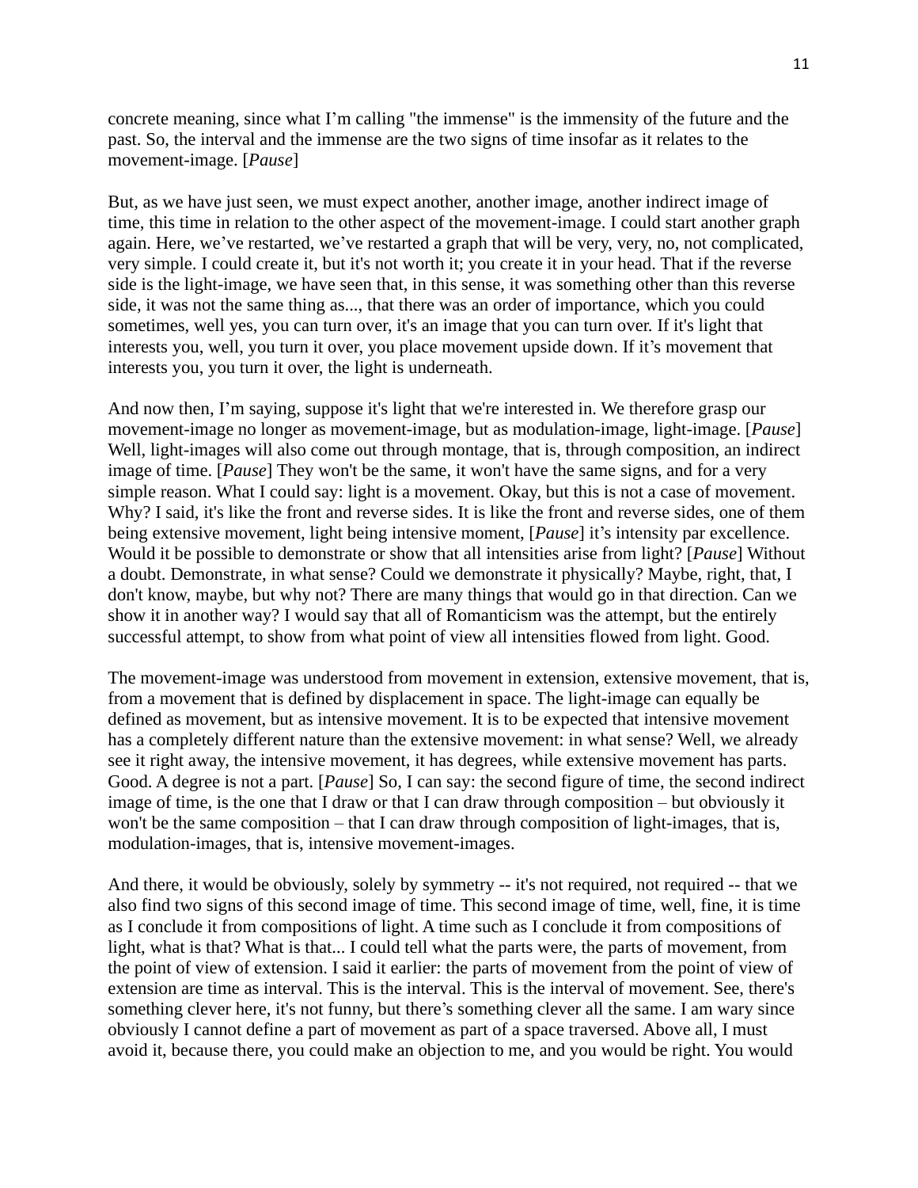concrete meaning, since what I'm calling "the immense" is the immensity of the future and the past. So, the interval and the immense are the two signs of time insofar as it relates to the movement-image. [*Pause*]

But, as we have just seen, we must expect another, another image, another indirect image of time, this time in relation to the other aspect of the movement-image. I could start another graph again. Here, we've restarted, we've restarted a graph that will be very, very, no, not complicated, very simple. I could create it, but it's not worth it; you create it in your head. That if the reverse side is the light-image, we have seen that, in this sense, it was something other than this reverse side, it was not the same thing as..., that there was an order of importance, which you could sometimes, well yes, you can turn over, it's an image that you can turn over. If it's light that interests you, well, you turn it over, you place movement upside down. If it's movement that interests you, you turn it over, the light is underneath.

And now then, I'm saying, suppose it's light that we're interested in. We therefore grasp our movement-image no longer as movement-image, but as modulation-image, light-image. [*Pause*] Well, light-images will also come out through montage, that is, through composition, an indirect image of time. [*Pause*] They won't be the same, it won't have the same signs, and for a very simple reason. What I could say: light is a movement. Okay, but this is not a case of movement. Why? I said, it's like the front and reverse sides. It is like the front and reverse sides, one of them being extensive movement, light being intensive moment, [*Pause*] it's intensity par excellence. Would it be possible to demonstrate or show that all intensities arise from light? [*Pause*] Without a doubt. Demonstrate, in what sense? Could we demonstrate it physically? Maybe, right, that, I don't know, maybe, but why not? There are many things that would go in that direction. Can we show it in another way? I would say that all of Romanticism was the attempt, but the entirely successful attempt, to show from what point of view all intensities flowed from light. Good.

The movement-image was understood from movement in extension, extensive movement, that is, from a movement that is defined by displacement in space. The light-image can equally be defined as movement, but as intensive movement. It is to be expected that intensive movement has a completely different nature than the extensive movement: in what sense? Well, we already see it right away, the intensive movement, it has degrees, while extensive movement has parts. Good. A degree is not a part. [*Pause*] So, I can say: the second figure of time, the second indirect image of time, is the one that I draw or that I can draw through composition – but obviously it won't be the same composition – that I can draw through composition of light-images, that is, modulation-images, that is, intensive movement-images.

And there, it would be obviously, solely by symmetry -- it's not required, not required -- that we also find two signs of this second image of time. This second image of time, well, fine, it is time as I conclude it from compositions of light. A time such as I conclude it from compositions of light, what is that? What is that... I could tell what the parts were, the parts of movement, from the point of view of extension. I said it earlier: the parts of movement from the point of view of extension are time as interval. This is the interval. This is the interval of movement. See, there's something clever here, it's not funny, but there's something clever all the same. I am wary since obviously I cannot define a part of movement as part of a space traversed. Above all, I must avoid it, because there, you could make an objection to me, and you would be right. You would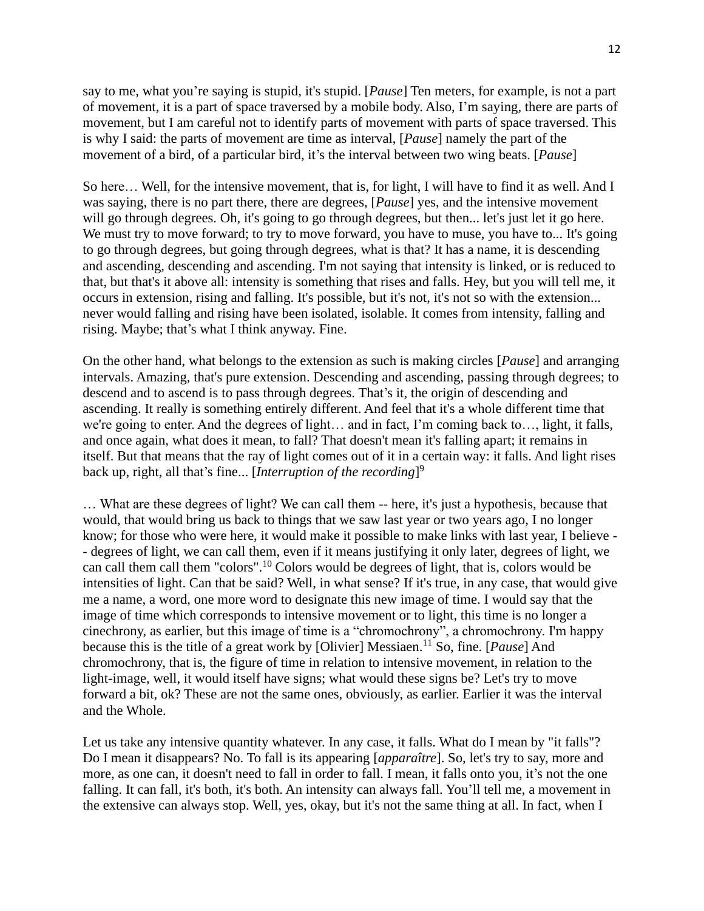say to me, what you're saying is stupid, it's stupid. [*Pause*] Ten meters, for example, is not a part of movement, it is a part of space traversed by a mobile body. Also, I'm saying, there are parts of movement, but I am careful not to identify parts of movement with parts of space traversed. This is why I said: the parts of movement are time as interval, [*Pause*] namely the part of the movement of a bird, of a particular bird, it's the interval between two wing beats. [*Pause*]

So here… Well, for the intensive movement, that is, for light, I will have to find it as well. And I was saying, there is no part there, there are degrees, [*Pause*] yes, and the intensive movement will go through degrees. Oh, it's going to go through degrees, but then... let's just let it go here. We must try to move forward; to try to move forward, you have to muse, you have to... It's going to go through degrees, but going through degrees, what is that? It has a name, it is descending and ascending, descending and ascending. I'm not saying that intensity is linked, or is reduced to that, but that's it above all: intensity is something that rises and falls. Hey, but you will tell me, it occurs in extension, rising and falling. It's possible, but it's not, it's not so with the extension... never would falling and rising have been isolated, isolable. It comes from intensity, falling and rising. Maybe; that's what I think anyway. Fine.

On the other hand, what belongs to the extension as such is making circles [*Pause*] and arranging intervals. Amazing, that's pure extension. Descending and ascending, passing through degrees; to descend and to ascend is to pass through degrees. That's it, the origin of descending and ascending. It really is something entirely different. And feel that it's a whole different time that we're going to enter. And the degrees of light… and in fact, I'm coming back to…, light, it falls, and once again, what does it mean, to fall? That doesn't mean it's falling apart; it remains in itself. But that means that the ray of light comes out of it in a certain way: it falls. And light rises back up, right, all that's fine... [*Interruption of the recording*][9]

… What are these degrees of light? We can call them -- here, it's just a hypothesis, because that would, that would bring us back to things that we saw last year or two years ago, I no longer know; for those who were here, it would make it possible to make links with last year, I believe -- degrees of light, we can call them, even if it means justifying it only later, degrees of light, we can call them call them "colors".[10] Colors would be degrees of light, that is, colors would be intensities of light. Can that be said? Well, in what sense? If it's true, in any case, that would give me a name, a word, one more word to designate this new image of time. I would say that the image of time which corresponds to intensive movement or to light, this time is no longer a cinechrony, as earlier, but this image of time is a "chromochrony", a chromochrony. I'm happy because this is the title of a great work by [Olivier] Messiaen.[11] So, fine. [*Pause*] And chromochrony, that is, the figure of time in relation to intensive movement, in relation to the light-image, well, it would itself have signs; what would these signs be? Let's try to move forward a bit, ok? These are not the same ones, obviously, as earlier. Earlier it was the interval and the Whole.

Let us take any intensive quantity whatever. In any case, it falls. What do I mean by "it falls"? Do I mean it disappears? No. To fall is its appearing [*apparaître*]. So, let's try to say, more and more, as one can, it doesn't need to fall in order to fall. I mean, it falls onto you, it's not the one falling. It can fall, it's both, it's both. An intensity can always fall. You'll tell me, a movement in the extensive can always stop. Well, yes, okay, but it's not the same thing at all. In fact, when I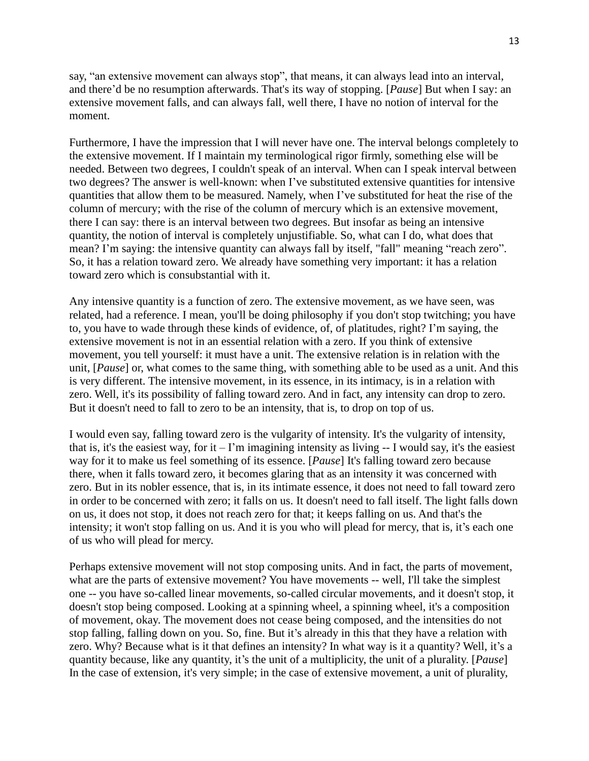say, “an extensive movement can always stop”, that means, it can always lead into an interval, and there’d be no resumption afterwards. That's its way of stopping. [*Pause*] But when I say: an extensive movement falls, and can always fall, well there, I have no notion of interval for the moment.

Furthermore, I have the impression that I will never have one. The interval belongs completely to the extensive movement. If I maintain my terminological rigor firmly, something else will be needed. Between two degrees, I couldn't speak of an interval. When can I speak interval between two degrees? The answer is well-known: when I’ve substituted extensive quantities for intensive quantities that allow them to be measured. Namely, when I’ve substituted for heat the rise of the column of mercury; with the rise of the column of mercury which is an extensive movement, there I can say: there is an interval between two degrees. But insofar as being an intensive quantity, the notion of interval is completely unjustifiable. So, what can I do, what does that mean? I’m saying: the intensive quantity can always fall by itself, "fall" meaning “reach zero”. So, it has a relation toward zero. We already have something very important: it has a relation toward zero which is consubstantial with it.

Any intensive quantity is a function of zero. The extensive movement, as we have seen, was related, had a reference. I mean, you'll be doing philosophy if you don't stop twitching; you have to, you have to wade through these kinds of evidence, of, of platitudes, right? I’m saying, the extensive movement is not in an essential relation with a zero. If you think of extensive movement, you tell yourself: it must have a unit. The extensive relation is in relation with the unit, [*Pause*] or, what comes to the same thing, with something able to be used as a unit. And this is very different. The intensive movement, in its essence, in its intimacy, is in a relation with zero. Well, it's its possibility of falling toward zero. And in fact, any intensity can drop to zero. But it doesn't need to fall to zero to be an intensity, that is, to drop on top of us.

I would even say, falling toward zero is the vulgarity of intensity. It's the vulgarity of intensity, that is, it's the easiest way, for it – I’m imagining intensity as living -- I would say, it's the easiest way for it to make us feel something of its essence. [*Pause*] It's falling toward zero because there, when it falls toward zero, it becomes glaring that as an intensity it was concerned with zero. But in its nobler essence, that is, in its intimate essence, it does not need to fall toward zero in order to be concerned with zero; it falls on us. It doesn't need to fall itself. The light falls down on us, it does not stop, it does not reach zero for that; it keeps falling on us. And that's the intensity; it won't stop falling on us. And it is you who will plead for mercy, that is, it’s each one of us who will plead for mercy.

Perhaps extensive movement will not stop composing units. And in fact, the parts of movement, what are the parts of extensive movement? You have movements -- well, I'll take the simplest one -- you have so-called linear movements, so-called circular movements, and it doesn't stop, it doesn't stop being composed. Looking at a spinning wheel, a spinning wheel, it's a composition of movement, okay. The movement does not cease being composed, and the intensities do not stop falling, falling down on you. So, fine. But it’s already in this that they have a relation with zero. Why? Because what is it that defines an intensity? In what way is it a quantity? Well, it’s a quantity because, like any quantity, it’s the unit of a multiplicity, the unit of a plurality. [*Pause*] In the case of extension, it's very simple; in the case of extensive movement, a unit of plurality,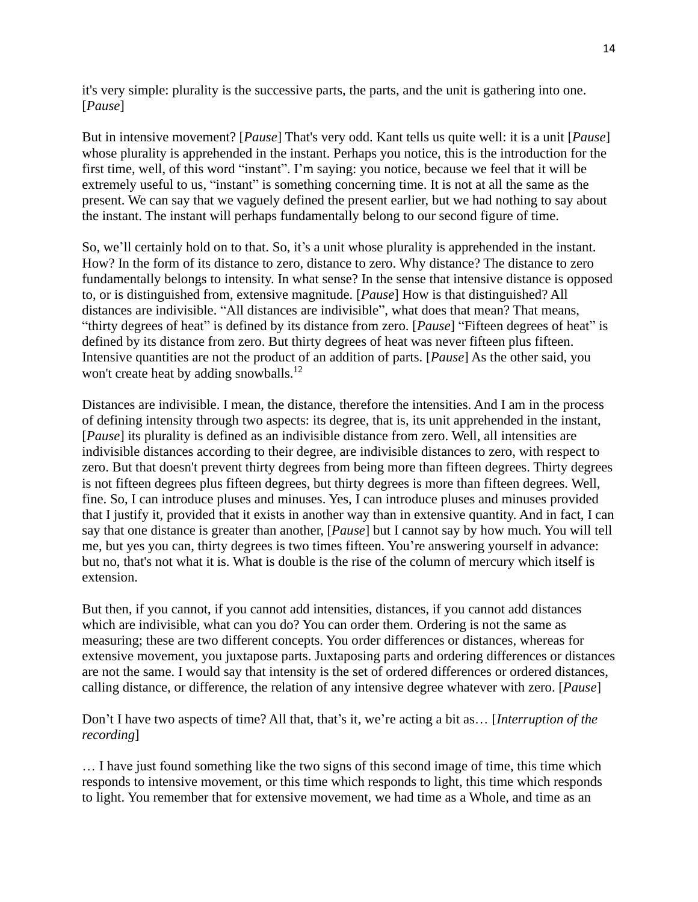it's very simple: plurality is the successive parts, the parts, and the unit is gathering into one. [*Pause*]

But in intensive movement? [*Pause*] That's very odd. Kant tells us quite well: it is a unit [*Pause*] whose plurality is apprehended in the instant. Perhaps you notice, this is the introduction for the first time, well, of this word "instant". I'm saying: you notice, because we feel that it will be extremely useful to us, "instant" is something concerning time. It is not at all the same as the present. We can say that we vaguely defined the present earlier, but we had nothing to say about the instant. The instant will perhaps fundamentally belong to our second figure of time.

So, we'll certainly hold on to that. So, it's a unit whose plurality is apprehended in the instant. How? In the form of its distance to zero, distance to zero. Why distance? The distance to zero fundamentally belongs to intensity. In what sense? In the sense that intensive distance is opposed to, or is distinguished from, extensive magnitude. [*Pause*] How is that distinguished? All distances are indivisible. "All distances are indivisible", what does that mean? That means, "thirty degrees of heat" is defined by its distance from zero. [*Pause*] "Fifteen degrees of heat" is defined by its distance from zero. But thirty degrees of heat was never fifteen plus fifteen. Intensive quantities are not the product of an addition of parts. [*Pause*] As the other said, you won't create heat by adding snowballs.[12]

Distances are indivisible. I mean, the distance, therefore the intensities. And I am in the process of defining intensity through two aspects: its degree, that is, its unit apprehended in the instant, [*Pause*] its plurality is defined as an indivisible distance from zero. Well, all intensities are indivisible distances according to their degree, are indivisible distances to zero, with respect to zero. But that doesn't prevent thirty degrees from being more than fifteen degrees. Thirty degrees is not fifteen degrees plus fifteen degrees, but thirty degrees is more than fifteen degrees. Well, fine. So, I can introduce pluses and minuses. Yes, I can introduce pluses and minuses provided that I justify it, provided that it exists in another way than in extensive quantity. And in fact, I can say that one distance is greater than another, [*Pause*] but I cannot say by how much. You will tell me, but yes you can, thirty degrees is two times fifteen. You're answering yourself in advance: but no, that's not what it is. What is double is the rise of the column of mercury which itself is extension.

But then, if you cannot, if you cannot add intensities, distances, if you cannot add distances which are indivisible, what can you do? You can order them. Ordering is not the same as measuring; these are two different concepts. You order differences or distances, whereas for extensive movement, you juxtapose parts. Juxtaposing parts and ordering differences or distances are not the same. I would say that intensity is the set of ordered differences or ordered distances, calling distance, or difference, the relation of any intensive degree whatever with zero. [*Pause*]

Don't I have two aspects of time? All that, that's it, we're acting a bit as… [*Interruption of the recording*]

… I have just found something like the two signs of this second image of time, this time which responds to intensive movement, or this time which responds to light, this time which responds to light. You remember that for extensive movement, we had time as a Whole, and time as an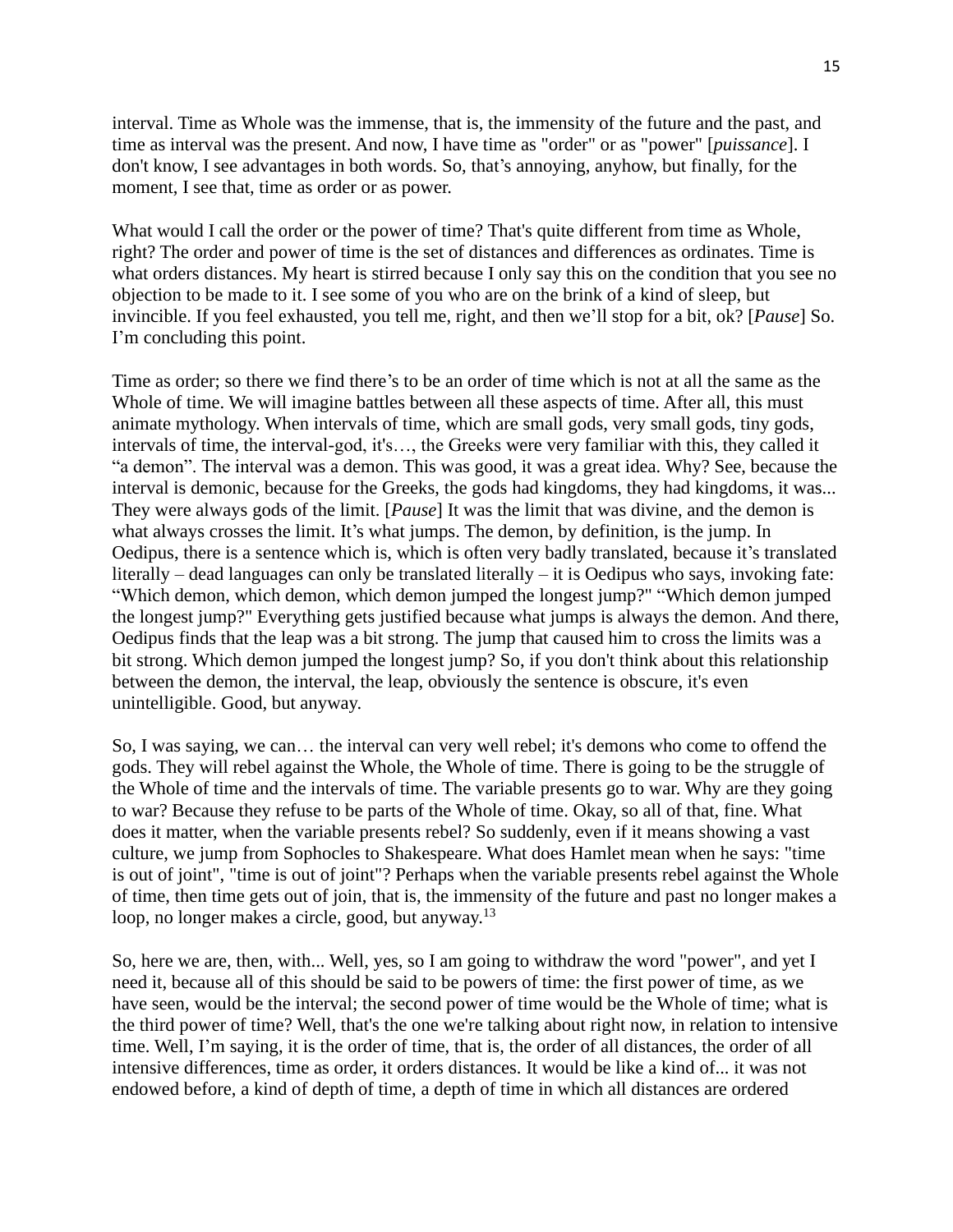interval. Time as Whole was the immense, that is, the immensity of the future and the past, and time as interval was the present. And now, I have time as "order" or as "power" [*puissance*]. I don't know, I see advantages in both words. So, that's annoying, anyhow, but finally, for the moment, I see that, time as order or as power.

What would I call the order or the power of time? That's quite different from time as Whole, right? The order and power of time is the set of distances and differences as ordinates. Time is what orders distances. My heart is stirred because I only say this on the condition that you see no objection to be made to it. I see some of you who are on the brink of a kind of sleep, but invincible. If you feel exhausted, you tell me, right, and then we'll stop for a bit, ok? [*Pause*] So. I'm concluding this point.

Time as order; so there we find there's to be an order of time which is not at all the same as the Whole of time. We will imagine battles between all these aspects of time. After all, this must animate mythology. When intervals of time, which are small gods, very small gods, tiny gods, intervals of time, the interval-god, it's…, the Greeks were very familiar with this, they called it "a demon". The interval was a demon. This was good, it was a great idea. Why? See, because the interval is demonic, because for the Greeks, the gods had kingdoms, they had kingdoms, it was... They were always gods of the limit. [*Pause*] It was the limit that was divine, and the demon is what always crosses the limit. It's what jumps. The demon, by definition, is the jump. In Oedipus, there is a sentence which is, which is often very badly translated, because it's translated literally – dead languages can only be translated literally – it is Oedipus who says, invoking fate: "Which demon, which demon, which demon jumped the longest jump?" "Which demon jumped the longest jump?" Everything gets justified because what jumps is always the demon. And there, Oedipus finds that the leap was a bit strong. The jump that caused him to cross the limits was a bit strong. Which demon jumped the longest jump? So, if you don't think about this relationship between the demon, the interval, the leap, obviously the sentence is obscure, it's even unintelligible. Good, but anyway.

So, I was saying, we can… the interval can very well rebel; it's demons who come to offend the gods. They will rebel against the Whole, the Whole of time. There is going to be the struggle of the Whole of time and the intervals of time. The variable presents go to war. Why are they going to war? Because they refuse to be parts of the Whole of time. Okay, so all of that, fine. What does it matter, when the variable presents rebel? So suddenly, even if it means showing a vast culture, we jump from Sophocles to Shakespeare. What does Hamlet mean when he says: "time is out of joint", "time is out of joint"? Perhaps when the variable presents rebel against the Whole of time, then time gets out of join, that is, the immensity of the future and past no longer makes a loop, no longer makes a circle, good, but anyway.[13]

So, here we are, then, with... Well, yes, so I am going to withdraw the word "power", and yet I need it, because all of this should be said to be powers of time: the first power of time, as we have seen, would be the interval; the second power of time would be the Whole of time; what is the third power of time? Well, that's the one we're talking about right now, in relation to intensive time. Well, I'm saying, it is the order of time, that is, the order of all distances, the order of all intensive differences, time as order, it orders distances. It would be like a kind of... it was not endowed before, a kind of depth of time, a depth of time in which all distances are ordered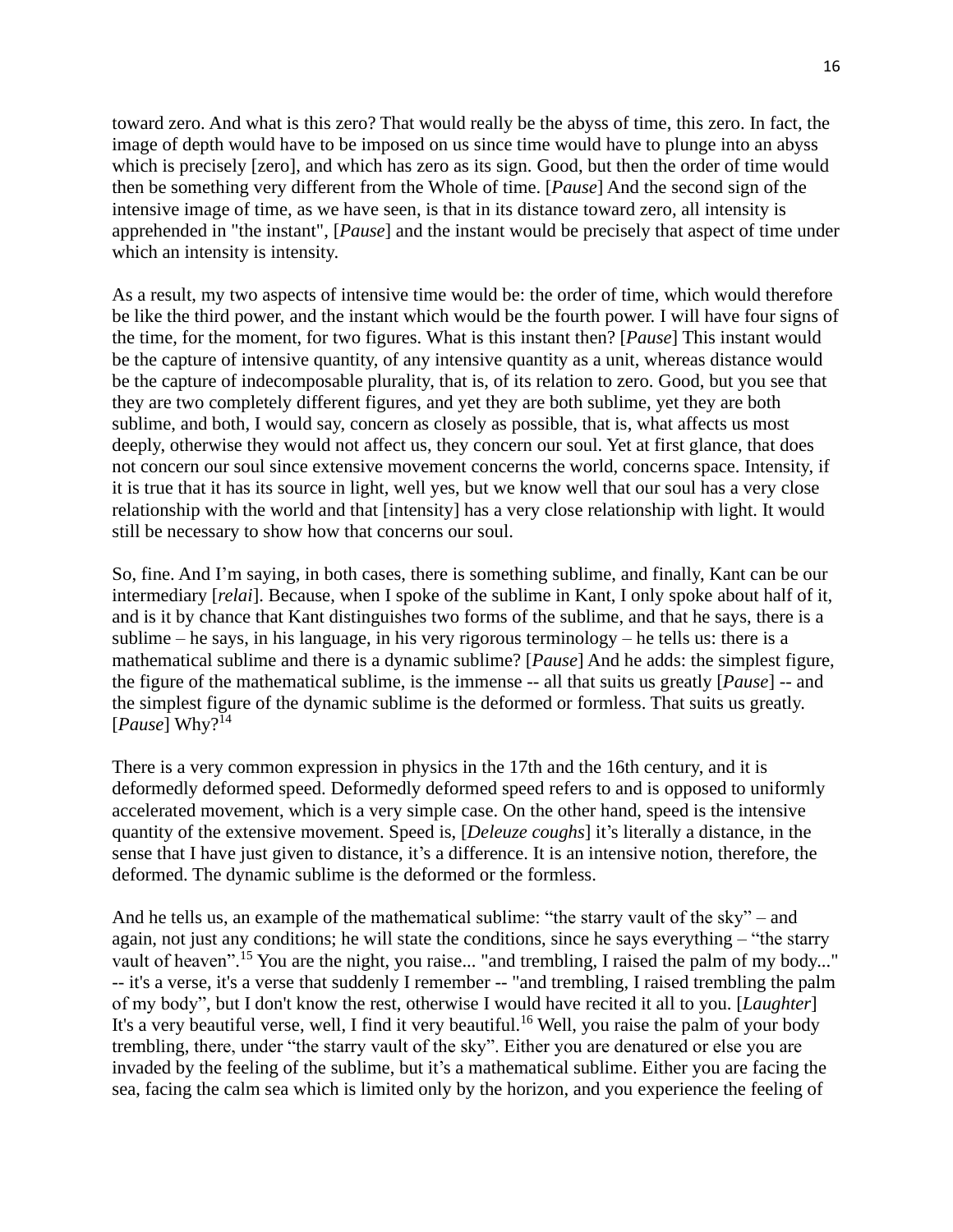toward zero. And what is this zero? That would really be the abyss of time, this zero. In fact, the image of depth would have to be imposed on us since time would have to plunge into an abyss which is precisely [zero], and which has zero as its sign. Good, but then the order of time would then be something very different from the Whole of time. [*Pause*] And the second sign of the intensive image of time, as we have seen, is that in its distance toward zero, all intensity is apprehended in "the instant", [*Pause*] and the instant would be precisely that aspect of time under which an intensity is intensity.

As a result, my two aspects of intensive time would be: the order of time, which would therefore be like the third power, and the instant which would be the fourth power. I will have four signs of the time, for the moment, for two figures. What is this instant then? [*Pause*] This instant would be the capture of intensive quantity, of any intensive quantity as a unit, whereas distance would be the capture of indecomposable plurality, that is, of its relation to zero. Good, but you see that they are two completely different figures, and yet they are both sublime, yet they are both sublime, and both, I would say, concern as closely as possible, that is, what affects us most deeply, otherwise they would not affect us, they concern our soul. Yet at first glance, that does not concern our soul since extensive movement concerns the world, concerns space. Intensity, if it is true that it has its source in light, well yes, but we know well that our soul has a very close relationship with the world and that [intensity] has a very close relationship with light. It would still be necessary to show how that concerns our soul.

So, fine. And I'm saying, in both cases, there is something sublime, and finally, Kant can be our intermediary [*relai*]. Because, when I spoke of the sublime in Kant, I only spoke about half of it, and is it by chance that Kant distinguishes two forms of the sublime, and that he says, there is a sublime – he says, in his language, in his very rigorous terminology – he tells us: there is a mathematical sublime and there is a dynamic sublime? [*Pause*] And he adds: the simplest figure, the figure of the mathematical sublime, is the immense -- all that suits us greatly [*Pause*] -- and the simplest figure of the dynamic sublime is the deformed or formless. That suits us greatly. [*Pause*] Why?[14]

There is a very common expression in physics in the 17th and the 16th century, and it is deformedly deformed speed. Deformedly deformed speed refers to and is opposed to uniformly accelerated movement, which is a very simple case. On the other hand, speed is the intensive quantity of the extensive movement. Speed is, [*Deleuze coughs*] it's literally a distance, in the sense that I have just given to distance, it's a difference. It is an intensive notion, therefore, the deformed. The dynamic sublime is the deformed or the formless.

And he tells us, an example of the mathematical sublime: "the starry vault of the sky" – and again, not just any conditions; he will state the conditions, since he says everything – "the starry vault of heaven".[15] You are the night, you raise... "and trembling, I raised the palm of my body..." -- it's a verse, it's a verse that suddenly I remember -- "and trembling, I raised trembling the palm of my body", but I don't know the rest, otherwise I would have recited it all to you. [*Laughter*] It's a very beautiful verse, well, I find it very beautiful.[16] Well, you raise the palm of your body trembling, there, under "the starry vault of the sky". Either you are denatured or else you are invaded by the feeling of the sublime, but it's a mathematical sublime. Either you are facing the sea, facing the calm sea which is limited only by the horizon, and you experience the feeling of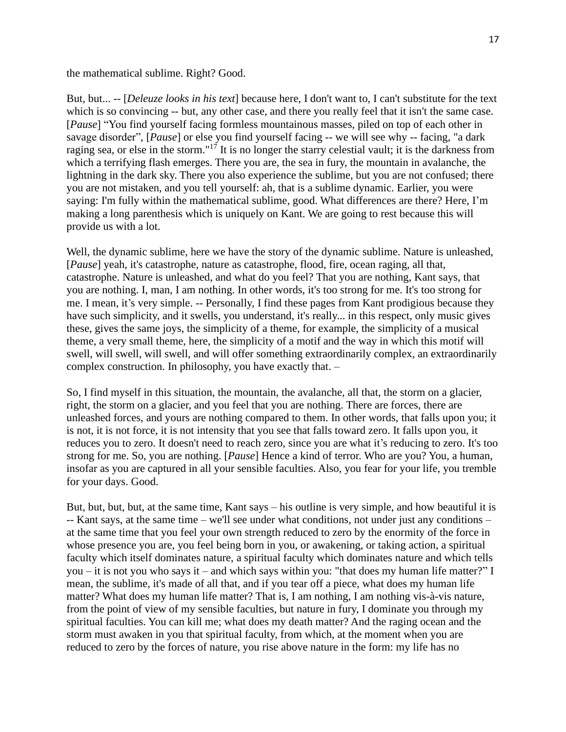the mathematical sublime. Right? Good.

But, but... -- [*Deleuze looks in his text*] because here, I don't want to, I can't substitute for the text which is so convincing -- but, any other case, and there you really feel that it isn't the same case. [*Pause*] “You find yourself facing formless mountainous masses, piled on top of each other in savage disorder”, [*Pause*] or else you find yourself facing -- we will see why -- facing, "a dark raging sea, or else in the storm."[17] It is no longer the starry celestial vault; it is the darkness from which a terrifying flash emerges. There you are, the sea in fury, the mountain in avalanche, the lightning in the dark sky. There you also experience the sublime, but you are not confused; there you are not mistaken, and you tell yourself: ah, that is a sublime dynamic. Earlier, you were saying: I'm fully within the mathematical sublime, good. What differences are there? Here, I’m making a long parenthesis which is uniquely on Kant. We are going to rest because this will provide us with a lot.

Well, the dynamic sublime, here we have the story of the dynamic sublime. Nature is unleashed, [*Pause*] yeah, it's catastrophe, nature as catastrophe, flood, fire, ocean raging, all that, catastrophe. Nature is unleashed, and what do you feel? That you are nothing, Kant says, that you are nothing. I, man, I am nothing. In other words, it's too strong for me. It's too strong for me. I mean, it’s very simple. -- Personally, I find these pages from Kant prodigious because they have such simplicity, and it swells, you understand, it's really... in this respect, only music gives these, gives the same joys, the simplicity of a theme, for example, the simplicity of a musical theme, a very small theme, here, the simplicity of a motif and the way in which this motif will swell, will swell, will swell, and will offer something extraordinarily complex, an extraordinarily complex construction. In philosophy, you have exactly that. –

So, I find myself in this situation, the mountain, the avalanche, all that, the storm on a glacier, right, the storm on a glacier, and you feel that you are nothing. There are forces, there are unleashed forces, and yours are nothing compared to them. In other words, that falls upon you; it is not, it is not force, it is not intensity that you see that falls toward zero. It falls upon you, it reduces you to zero. It doesn't need to reach zero, since you are what it’s reducing to zero. It's too strong for me. So, you are nothing. [*Pause*] Hence a kind of terror. Who are you? You, a human, insofar as you are captured in all your sensible faculties. Also, you fear for your life, you tremble for your days. Good.

But, but, but, but, at the same time, Kant says – his outline is very simple, and how beautiful it is -- Kant says, at the same time – we'll see under what conditions, not under just any conditions – at the same time that you feel your own strength reduced to zero by the enormity of the force in whose presence you are, you feel being born in you, or awakening, or taking action, a spiritual faculty which itself dominates nature, a spiritual faculty which dominates nature and which tells you – it is not you who says it – and which says within you: "that does my human life matter?” I mean, the sublime, it's made of all that, and if you tear off a piece, what does my human life matter? What does my human life matter? That is, I am nothing, I am nothing vis-à-vis nature, from the point of view of my sensible faculties, but nature in fury, I dominate you through my spiritual faculties. You can kill me; what does my death matter? And the raging ocean and the storm must awaken in you that spiritual faculty, from which, at the moment when you are reduced to zero by the forces of nature, you rise above nature in the form: my life has no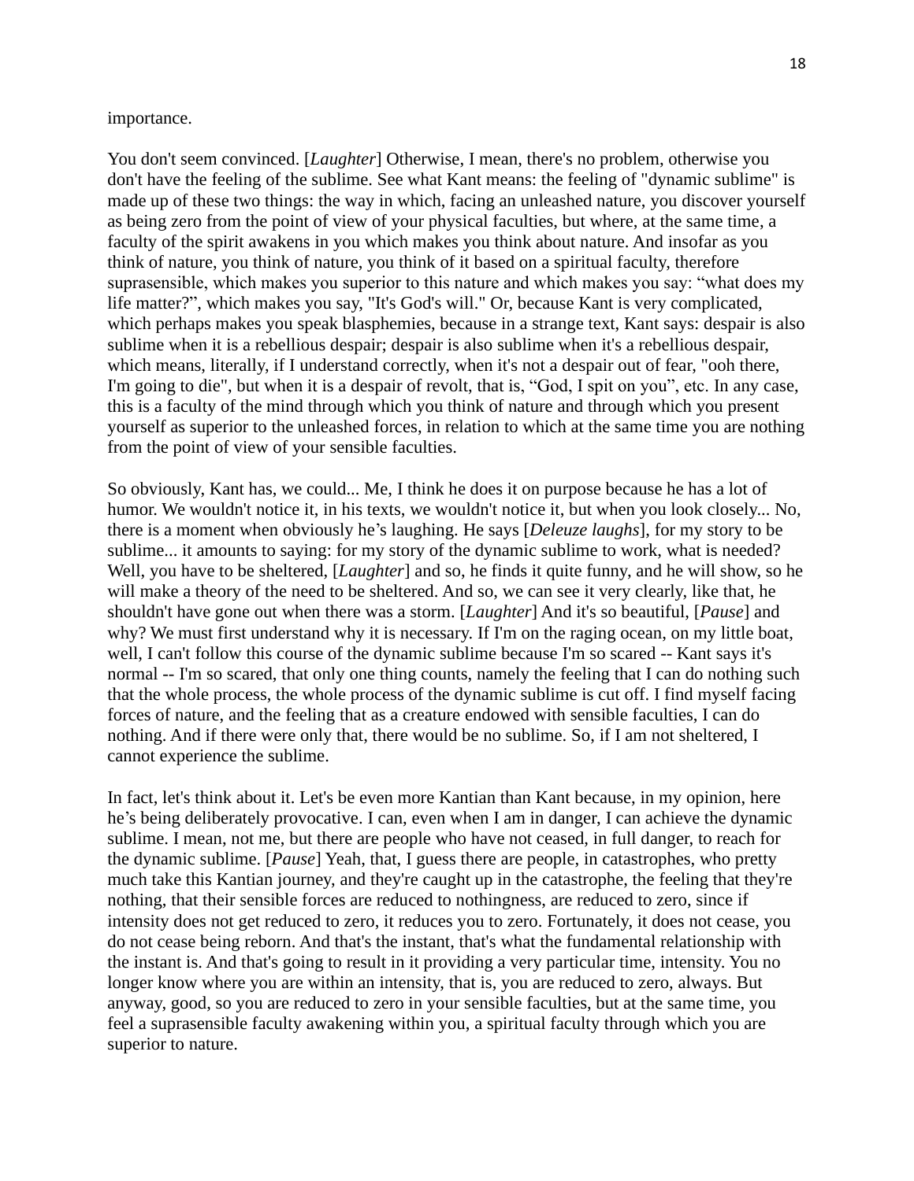importance.

You don't seem convinced. [*Laughter*] Otherwise, I mean, there's no problem, otherwise you don't have the feeling of the sublime. See what Kant means: the feeling of "dynamic sublime" is made up of these two things: the way in which, facing an unleashed nature, you discover yourself as being zero from the point of view of your physical faculties, but where, at the same time, a faculty of the spirit awakens in you which makes you think about nature. And insofar as you think of nature, you think of nature, you think of it based on a spiritual faculty, therefore suprasensible, which makes you superior to this nature and which makes you say: "what does my life matter?", which makes you say, "It's God's will." Or, because Kant is very complicated, which perhaps makes you speak blasphemies, because in a strange text, Kant says: despair is also sublime when it is a rebellious despair; despair is also sublime when it's a rebellious despair, which means, literally, if I understand correctly, when it's not a despair out of fear, "ooh there, I'm going to die", but when it is a despair of revolt, that is, "God, I spit on you", etc. In any case, this is a faculty of the mind through which you think of nature and through which you present yourself as superior to the unleashed forces, in relation to which at the same time you are nothing from the point of view of your sensible faculties.

So obviously, Kant has, we could... Me, I think he does it on purpose because he has a lot of humor. We wouldn't notice it, in his texts, we wouldn't notice it, but when you look closely... No, there is a moment when obviously he's laughing. He says [*Deleuze laughs*], for my story to be sublime... it amounts to saying: for my story of the dynamic sublime to work, what is needed? Well, you have to be sheltered, [*Laughter*] and so, he finds it quite funny, and he will show, so he will make a theory of the need to be sheltered. And so, we can see it very clearly, like that, he shouldn't have gone out when there was a storm. [*Laughter*] And it's so beautiful, [*Pause*] and why? We must first understand why it is necessary. If I'm on the raging ocean, on my little boat, well, I can't follow this course of the dynamic sublime because I'm so scared -- Kant says it's normal -- I'm so scared, that only one thing counts, namely the feeling that I can do nothing such that the whole process, the whole process of the dynamic sublime is cut off. I find myself facing forces of nature, and the feeling that as a creature endowed with sensible faculties, I can do nothing. And if there were only that, there would be no sublime. So, if I am not sheltered, I cannot experience the sublime.

In fact, let's think about it. Let's be even more Kantian than Kant because, in my opinion, here he's being deliberately provocative. I can, even when I am in danger, I can achieve the dynamic sublime. I mean, not me, but there are people who have not ceased, in full danger, to reach for the dynamic sublime. [*Pause*] Yeah, that, I guess there are people, in catastrophes, who pretty much take this Kantian journey, and they're caught up in the catastrophe, the feeling that they're nothing, that their sensible forces are reduced to nothingness, are reduced to zero, since if intensity does not get reduced to zero, it reduces you to zero. Fortunately, it does not cease, you do not cease being reborn. And that's the instant, that's what the fundamental relationship with the instant is. And that's going to result in it providing a very particular time, intensity. You no longer know where you are within an intensity, that is, you are reduced to zero, always. But anyway, good, so you are reduced to zero in your sensible faculties, but at the same time, you feel a suprasensible faculty awakening within you, a spiritual faculty through which you are superior to nature.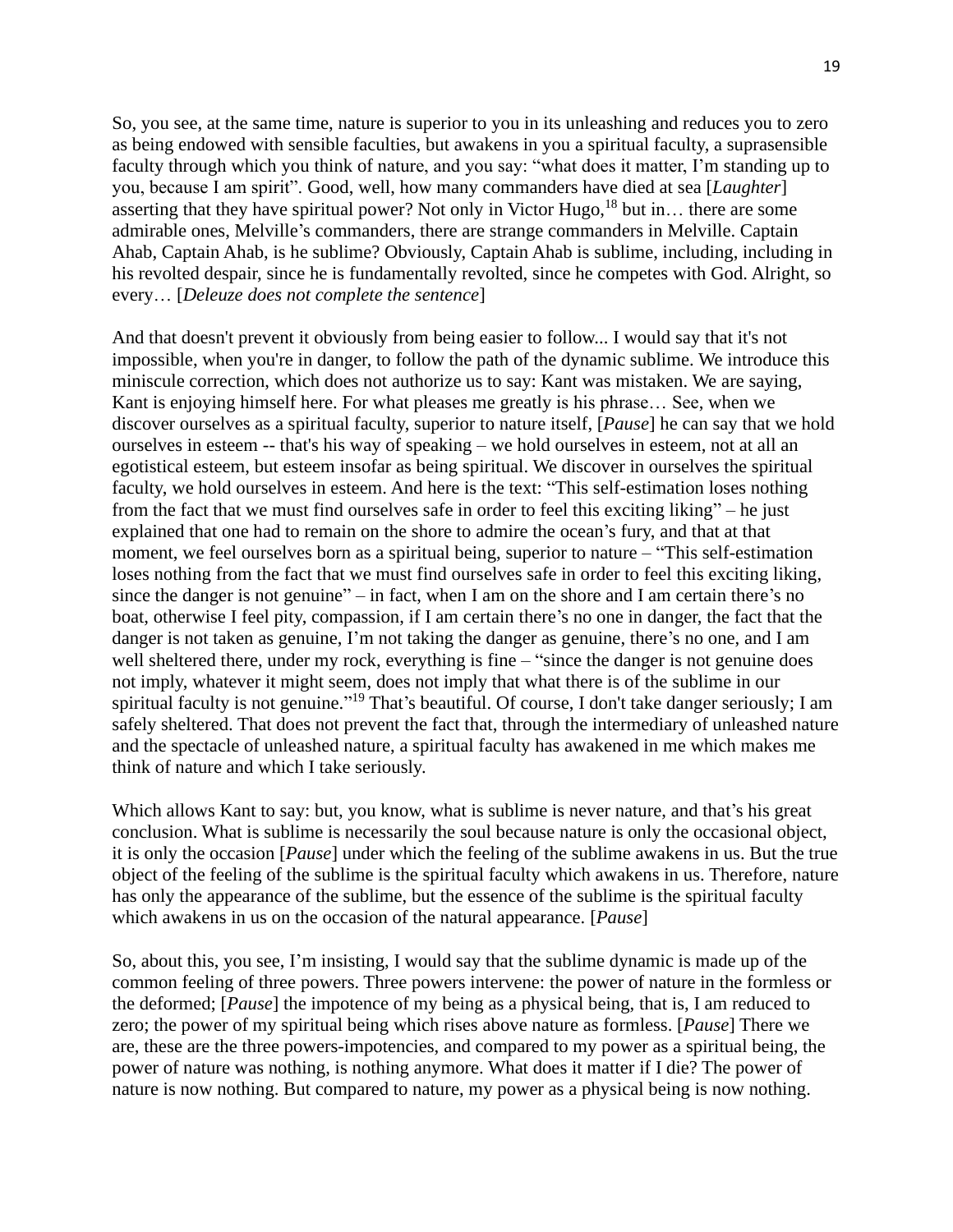So, you see, at the same time, nature is superior to you in its unleashing and reduces you to zero as being endowed with sensible faculties, but awakens in you a spiritual faculty, a suprasensible faculty through which you think of nature, and you say: "what does it matter, I'm standing up to you, because I am spirit". Good, well, how many commanders have died at sea [*Laughter*] asserting that they have spiritual power? Not only in Victor Hugo,[18] but in… there are some admirable ones, Melville's commanders, there are strange commanders in Melville. Captain Ahab, Captain Ahab, is he sublime? Obviously, Captain Ahab is sublime, including, including in his revolted despair, since he is fundamentally revolted, since he competes with God. Alright, so every… [*Deleuze does not complete the sentence*]

And that doesn't prevent it obviously from being easier to follow... I would say that it's not impossible, when you're in danger, to follow the path of the dynamic sublime. We introduce this miniscule correction, which does not authorize us to say: Kant was mistaken. We are saying, Kant is enjoying himself here. For what pleases me greatly is his phrase… See, when we discover ourselves as a spiritual faculty, superior to nature itself, [*Pause*] he can say that we hold ourselves in esteem -- that's his way of speaking – we hold ourselves in esteem, not at all an egotistical esteem, but esteem insofar as being spiritual. We discover in ourselves the spiritual faculty, we hold ourselves in esteem. And here is the text: "This self-estimation loses nothing from the fact that we must find ourselves safe in order to feel this exciting liking" – he just explained that one had to remain on the shore to admire the ocean's fury, and that at that moment, we feel ourselves born as a spiritual being, superior to nature – "This self-estimation loses nothing from the fact that we must find ourselves safe in order to feel this exciting liking, since the danger is not genuine" – in fact, when I am on the shore and I am certain there's no boat, otherwise I feel pity, compassion, if I am certain there's no one in danger, the fact that the danger is not taken as genuine, I'm not taking the danger as genuine, there's no one, and I am well sheltered there, under my rock, everything is fine – "since the danger is not genuine does not imply, whatever it might seem, does not imply that what there is of the sublime in our spiritual faculty is not genuine."[19] That's beautiful. Of course, I don't take danger seriously; I am safely sheltered. That does not prevent the fact that, through the intermediary of unleashed nature and the spectacle of unleashed nature, a spiritual faculty has awakened in me which makes me think of nature and which I take seriously.

Which allows Kant to say: but, you know, what is sublime is never nature, and that's his great conclusion. What is sublime is necessarily the soul because nature is only the occasional object, it is only the occasion [*Pause*] under which the feeling of the sublime awakens in us. But the true object of the feeling of the sublime is the spiritual faculty which awakens in us. Therefore, nature has only the appearance of the sublime, but the essence of the sublime is the spiritual faculty which awakens in us on the occasion of the natural appearance. [*Pause*]

So, about this, you see, I'm insisting, I would say that the sublime dynamic is made up of the common feeling of three powers. Three powers intervene: the power of nature in the formless or the deformed; [*Pause*] the impotence of my being as a physical being, that is, I am reduced to zero; the power of my spiritual being which rises above nature as formless. [*Pause*] There we are, these are the three powers-impotencies, and compared to my power as a spiritual being, the power of nature was nothing, is nothing anymore. What does it matter if I die? The power of nature is now nothing. But compared to nature, my power as a physical being is now nothing.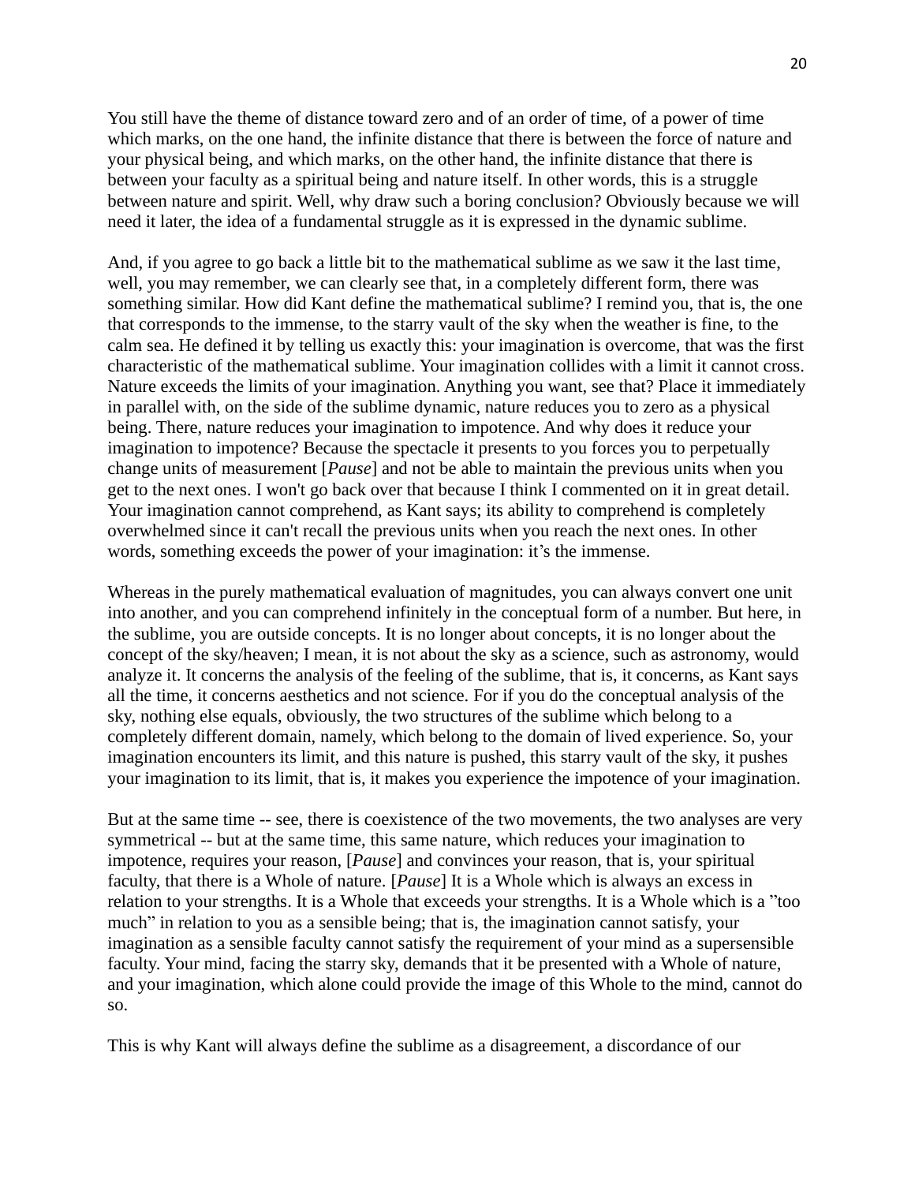You still have the theme of distance toward zero and of an order of time, of a power of time which marks, on the one hand, the infinite distance that there is between the force of nature and your physical being, and which marks, on the other hand, the infinite distance that there is between your faculty as a spiritual being and nature itself. In other words, this is a struggle between nature and spirit. Well, why draw such a boring conclusion? Obviously because we will need it later, the idea of a fundamental struggle as it is expressed in the dynamic sublime.

And, if you agree to go back a little bit to the mathematical sublime as we saw it the last time, well, you may remember, we can clearly see that, in a completely different form, there was something similar. How did Kant define the mathematical sublime? I remind you, that is, the one that corresponds to the immense, to the starry vault of the sky when the weather is fine, to the calm sea. He defined it by telling us exactly this: your imagination is overcome, that was the first characteristic of the mathematical sublime. Your imagination collides with a limit it cannot cross. Nature exceeds the limits of your imagination. Anything you want, see that? Place it immediately in parallel with, on the side of the sublime dynamic, nature reduces you to zero as a physical being. There, nature reduces your imagination to impotence. And why does it reduce your imagination to impotence? Because the spectacle it presents to you forces you to perpetually change units of measurement [*Pause*] and not be able to maintain the previous units when you get to the next ones. I won't go back over that because I think I commented on it in great detail. Your imagination cannot comprehend, as Kant says; its ability to comprehend is completely overwhelmed since it can't recall the previous units when you reach the next ones. In other words, something exceeds the power of your imagination: it's the immense.

Whereas in the purely mathematical evaluation of magnitudes, you can always convert one unit into another, and you can comprehend infinitely in the conceptual form of a number. But here, in the sublime, you are outside concepts. It is no longer about concepts, it is no longer about the concept of the sky/heaven; I mean, it is not about the sky as a science, such as astronomy, would analyze it. It concerns the analysis of the feeling of the sublime, that is, it concerns, as Kant says all the time, it concerns aesthetics and not science. For if you do the conceptual analysis of the sky, nothing else equals, obviously, the two structures of the sublime which belong to a completely different domain, namely, which belong to the domain of lived experience. So, your imagination encounters its limit, and this nature is pushed, this starry vault of the sky, it pushes your imagination to its limit, that is, it makes you experience the impotence of your imagination.

But at the same time -- see, there is coexistence of the two movements, the two analyses are very symmetrical -- but at the same time, this same nature, which reduces your imagination to impotence, requires your reason, [*Pause*] and convinces your reason, that is, your spiritual faculty, that there is a Whole of nature. [*Pause*] It is a Whole which is always an excess in relation to your strengths. It is a Whole that exceeds your strengths. It is a Whole which is a "too much" in relation to you as a sensible being; that is, the imagination cannot satisfy, your imagination as a sensible faculty cannot satisfy the requirement of your mind as a supersensible faculty. Your mind, facing the starry sky, demands that it be presented with a Whole of nature, and your imagination, which alone could provide the image of this Whole to the mind, cannot do so.

This is why Kant will always define the sublime as a disagreement, a discordance of our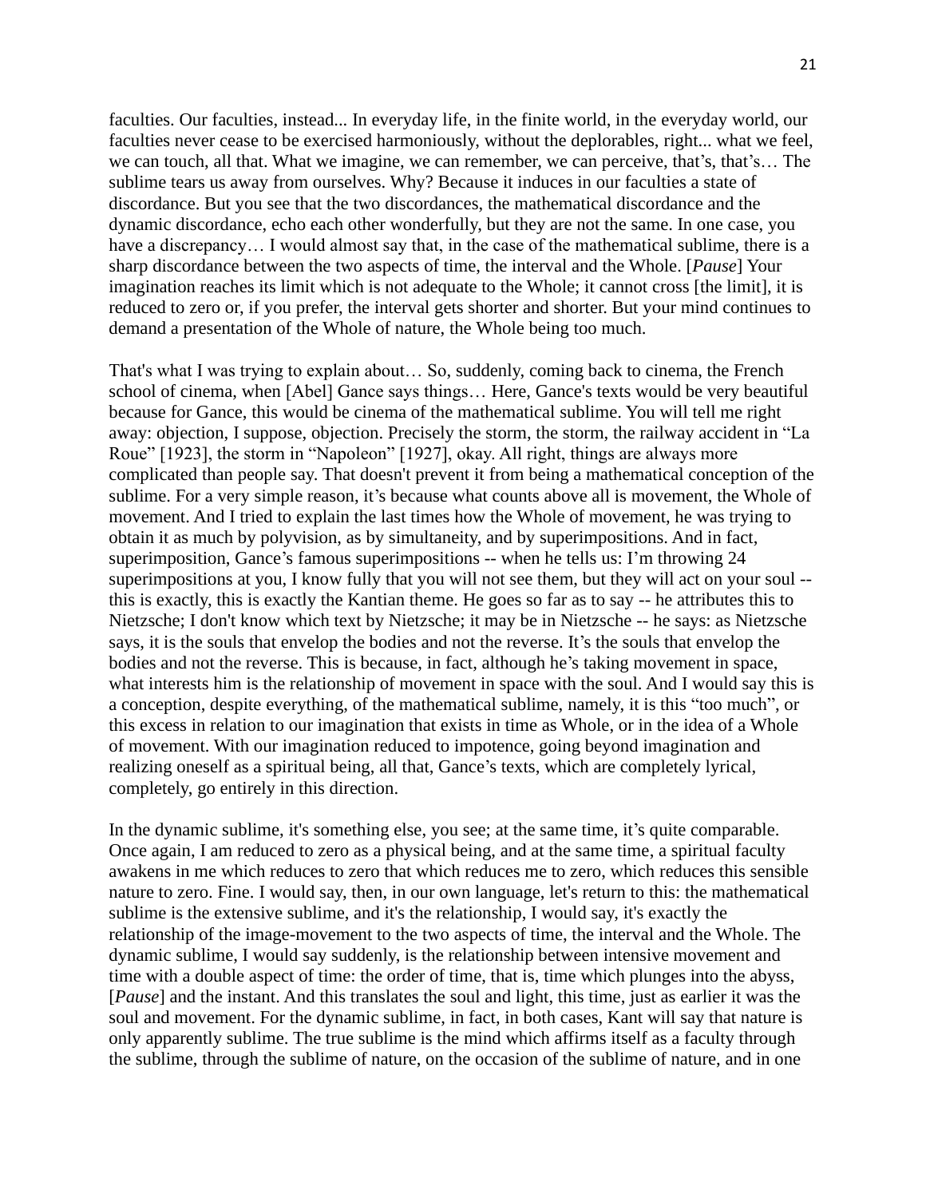faculties. Our faculties, instead... In everyday life, in the finite world, in the everyday world, our faculties never cease to be exercised harmoniously, without the deplorables, right... what we feel, we can touch, all that. What we imagine, we can remember, we can perceive, that's, that's… The sublime tears us away from ourselves. Why? Because it induces in our faculties a state of discordance. But you see that the two discordances, the mathematical discordance and the dynamic discordance, echo each other wonderfully, but they are not the same. In one case, you have a discrepancy… I would almost say that, in the case of the mathematical sublime, there is a sharp discordance between the two aspects of time, the interval and the Whole. [*Pause*] Your imagination reaches its limit which is not adequate to the Whole; it cannot cross [the limit], it is reduced to zero or, if you prefer, the interval gets shorter and shorter. But your mind continues to demand a presentation of the Whole of nature, the Whole being too much.

That's what I was trying to explain about… So, suddenly, coming back to cinema, the French school of cinema, when [Abel] Gance says things… Here, Gance's texts would be very beautiful because for Gance, this would be cinema of the mathematical sublime. You will tell me right away: objection, I suppose, objection. Precisely the storm, the storm, the railway accident in "La Roue" [1923], the storm in "Napoleon" [1927], okay. All right, things are always more complicated than people say. That doesn't prevent it from being a mathematical conception of the sublime. For a very simple reason, it's because what counts above all is movement, the Whole of movement. And I tried to explain the last times how the Whole of movement, he was trying to obtain it as much by polyvision, as by simultaneity, and by superimpositions. And in fact, superimposition, Gance's famous superimpositions -- when he tells us: I'm throwing 24 superimpositions at you, I know fully that you will not see them, but they will act on your soul -- this is exactly, this is exactly the Kantian theme. He goes so far as to say -- he attributes this to Nietzsche; I don't know which text by Nietzsche; it may be in Nietzsche -- he says: as Nietzsche says, it is the souls that envelop the bodies and not the reverse. It's the souls that envelop the bodies and not the reverse. This is because, in fact, although he's taking movement in space, what interests him is the relationship of movement in space with the soul. And I would say this is a conception, despite everything, of the mathematical sublime, namely, it is this "too much", or this excess in relation to our imagination that exists in time as Whole, or in the idea of a Whole of movement. With our imagination reduced to impotence, going beyond imagination and realizing oneself as a spiritual being, all that, Gance's texts, which are completely lyrical, completely, go entirely in this direction.

In the dynamic sublime, it's something else, you see; at the same time, it's quite comparable. Once again, I am reduced to zero as a physical being, and at the same time, a spiritual faculty awakens in me which reduces to zero that which reduces me to zero, which reduces this sensible nature to zero. Fine. I would say, then, in our own language, let's return to this: the mathematical sublime is the extensive sublime, and it's the relationship, I would say, it's exactly the relationship of the image-movement to the two aspects of time, the interval and the Whole. The dynamic sublime, I would say suddenly, is the relationship between intensive movement and time with a double aspect of time: the order of time, that is, time which plunges into the abyss, [*Pause*] and the instant. And this translates the soul and light, this time, just as earlier it was the soul and movement. For the dynamic sublime, in fact, in both cases, Kant will say that nature is only apparently sublime. The true sublime is the mind which affirms itself as a faculty through the sublime, through the sublime of nature, on the occasion of the sublime of nature, and in one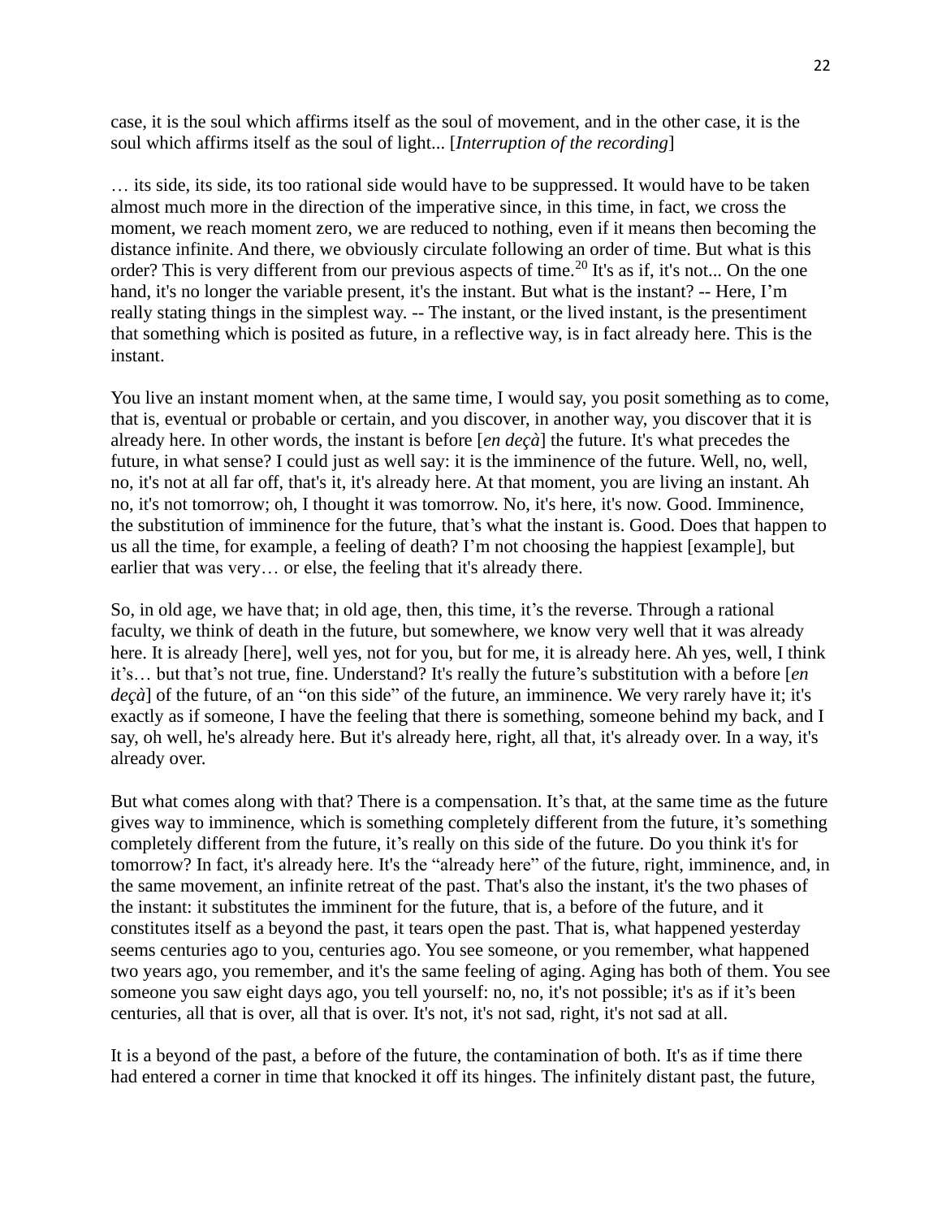case, it is the soul which affirms itself as the soul of movement, and in the other case, it is the soul which affirms itself as the soul of light... [*Interruption of the recording*]

… its side, its side, its too rational side would have to be suppressed. It would have to be taken almost much more in the direction of the imperative since, in this time, in fact, we cross the moment, we reach moment zero, we are reduced to nothing, even if it means then becoming the distance infinite. And there, we obviously circulate following an order of time. But what is this order? This is very different from our previous aspects of time.[20] It's as if, it's not... On the one hand, it's no longer the variable present, it's the instant. But what is the instant? -- Here, I'm really stating things in the simplest way. -- The instant, or the lived instant, is the presentiment that something which is posited as future, in a reflective way, is in fact already here. This is the instant.

You live an instant moment when, at the same time, I would say, you posit something as to come, that is, eventual or probable or certain, and you discover, in another way, you discover that it is already here. In other words, the instant is before [*en deçà*] the future. It's what precedes the future, in what sense? I could just as well say: it is the imminence of the future. Well, no, well, no, it's not at all far off, that's it, it's already here. At that moment, you are living an instant. Ah no, it's not tomorrow; oh, I thought it was tomorrow. No, it's here, it's now. Good. Imminence, the substitution of imminence for the future, that's what the instant is. Good. Does that happen to us all the time, for example, a feeling of death? I'm not choosing the happiest [example], but earlier that was very… or else, the feeling that it's already there.

So, in old age, we have that; in old age, then, this time, it's the reverse. Through a rational faculty, we think of death in the future, but somewhere, we know very well that it was already here. It is already [here], well yes, not for you, but for me, it is already here. Ah yes, well, I think it's… but that's not true, fine. Understand? It's really the future's substitution with a before [*en deçà*] of the future, of an "on this side" of the future, an imminence. We very rarely have it; it's exactly as if someone, I have the feeling that there is something, someone behind my back, and I say, oh well, he's already here. But it's already here, right, all that, it's already over. In a way, it's already over.

But what comes along with that? There is a compensation. It's that, at the same time as the future gives way to imminence, which is something completely different from the future, it's something completely different from the future, it's really on this side of the future. Do you think it's for tomorrow? In fact, it's already here. It's the "already here" of the future, right, imminence, and, in the same movement, an infinite retreat of the past. That's also the instant, it's the two phases of the instant: it substitutes the imminent for the future, that is, a before of the future, and it constitutes itself as a beyond the past, it tears open the past. That is, what happened yesterday seems centuries ago to you, centuries ago. You see someone, or you remember, what happened two years ago, you remember, and it's the same feeling of aging. Aging has both of them. You see someone you saw eight days ago, you tell yourself: no, no, it's not possible; it's as if it's been centuries, all that is over, all that is over. It's not, it's not sad, right, it's not sad at all.

It is a beyond of the past, a before of the future, the contamination of both. It's as if time there had entered a corner in time that knocked it off its hinges. The infinitely distant past, the future,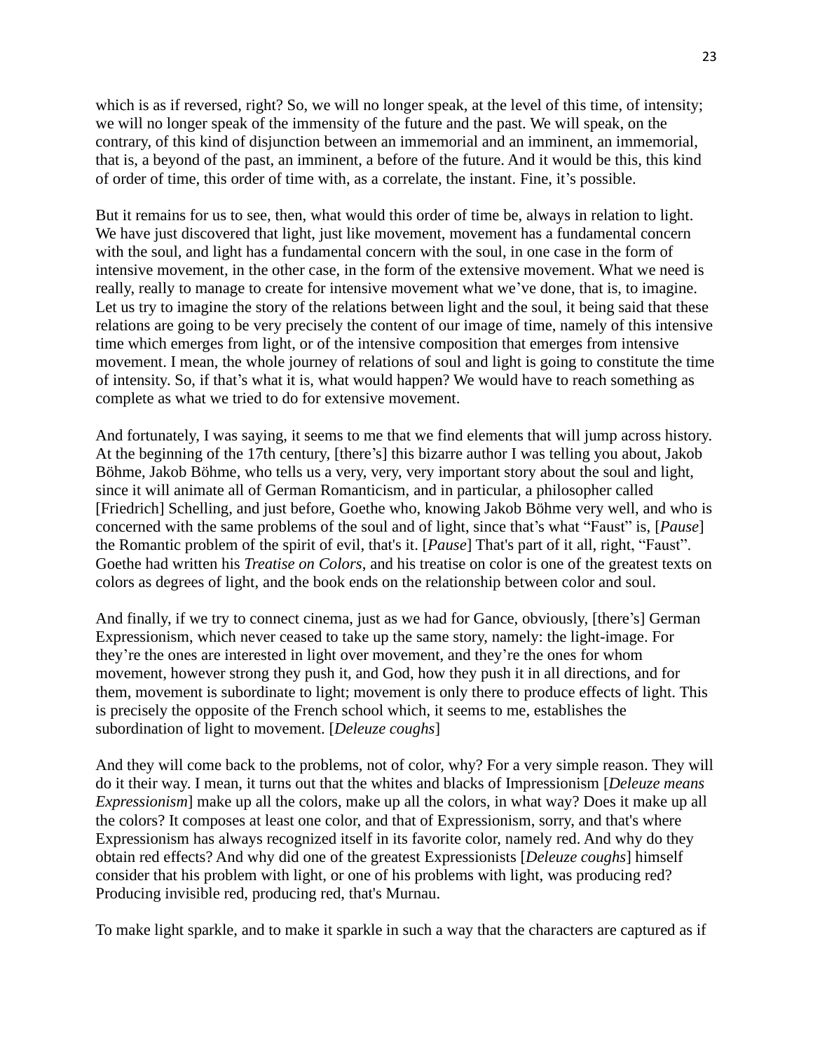which is as if reversed, right? So, we will no longer speak, at the level of this time, of intensity; we will no longer speak of the immensity of the future and the past. We will speak, on the contrary, of this kind of disjunction between an immemorial and an imminent, an immemorial, that is, a beyond of the past, an imminent, a before of the future. And it would be this, this kind of order of time, this order of time with, as a correlate, the instant. Fine, it's possible.

But it remains for us to see, then, what would this order of time be, always in relation to light. We have just discovered that light, just like movement, movement has a fundamental concern with the soul, and light has a fundamental concern with the soul, in one case in the form of intensive movement, in the other case, in the form of the extensive movement. What we need is really, really to manage to create for intensive movement what we've done, that is, to imagine. Let us try to imagine the story of the relations between light and the soul, it being said that these relations are going to be very precisely the content of our image of time, namely of this intensive time which emerges from light, or of the intensive composition that emerges from intensive movement. I mean, the whole journey of relations of soul and light is going to constitute the time of intensity. So, if that's what it is, what would happen? We would have to reach something as complete as what we tried to do for extensive movement.

And fortunately, I was saying, it seems to me that we find elements that will jump across history. At the beginning of the 17th century, [there's] this bizarre author I was telling you about, Jakob Böhme, Jakob Böhme, who tells us a very, very, very important story about the soul and light, since it will animate all of German Romanticism, and in particular, a philosopher called [Friedrich] Schelling, and just before, Goethe who, knowing Jakob Böhme very well, and who is concerned with the same problems of the soul and of light, since that's what "Faust" is, [*Pause*] the Romantic problem of the spirit of evil, that's it. [*Pause*] That's part of it all, right, "Faust". Goethe had written his *Treatise on Colors*, and his treatise on color is one of the greatest texts on colors as degrees of light, and the book ends on the relationship between color and soul.

And finally, if we try to connect cinema, just as we had for Gance, obviously, [there's] German Expressionism, which never ceased to take up the same story, namely: the light-image. For they're the ones are interested in light over movement, and they're the ones for whom movement, however strong they push it, and God, how they push it in all directions, and for them, movement is subordinate to light; movement is only there to produce effects of light. This is precisely the opposite of the French school which, it seems to me, establishes the subordination of light to movement. [*Deleuze coughs*]

And they will come back to the problems, not of color, why? For a very simple reason. They will do it their way. I mean, it turns out that the whites and blacks of Impressionism [*Deleuze means Expressionism*] make up all the colors, make up all the colors, in what way? Does it make up all the colors? It composes at least one color, and that of Expressionism, sorry, and that's where Expressionism has always recognized itself in its favorite color, namely red. And why do they obtain red effects? And why did one of the greatest Expressionists [*Deleuze coughs*] himself consider that his problem with light, or one of his problems with light, was producing red? Producing invisible red, producing red, that's Murnau.

To make light sparkle, and to make it sparkle in such a way that the characters are captured as if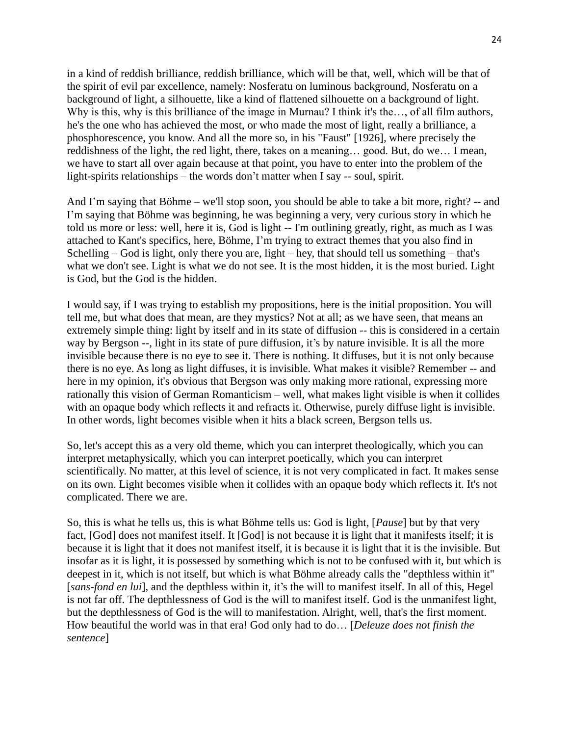in a kind of reddish brilliance, reddish brilliance, which will be that, well, which will be that of the spirit of evil par excellence, namely: Nosferatu on luminous background, Nosferatu on a background of light, a silhouette, like a kind of flattened silhouette on a background of light. Why is this, why is this brilliance of the image in Murnau? I think it's the…, of all film authors, he's the one who has achieved the most, or who made the most of light, really a brilliance, a phosphorescence, you know. And all the more so, in his "Faust" [1926], where precisely the reddishness of the light, the red light, there, takes on a meaning… good. But, do we… I mean, we have to start all over again because at that point, you have to enter into the problem of the light-spirits relationships – the words don't matter when I say -- soul, spirit.

And I'm saying that Böhme – we'll stop soon, you should be able to take a bit more, right? -- and I'm saying that Böhme was beginning, he was beginning a very, very curious story in which he told us more or less: well, here it is, God is light -- I'm outlining greatly, right, as much as I was attached to Kant's specifics, here, Böhme, I'm trying to extract themes that you also find in Schelling – God is light, only there you are, light – hey, that should tell us something – that's what we don't see. Light is what we do not see. It is the most hidden, it is the most buried. Light is God, but the God is the hidden.

I would say, if I was trying to establish my propositions, here is the initial proposition. You will tell me, but what does that mean, are they mystics? Not at all; as we have seen, that means an extremely simple thing: light by itself and in its state of diffusion -- this is considered in a certain way by Bergson --, light in its state of pure diffusion, it's by nature invisible. It is all the more invisible because there is no eye to see it. There is nothing. It diffuses, but it is not only because there is no eye. As long as light diffuses, it is invisible. What makes it visible? Remember -- and here in my opinion, it's obvious that Bergson was only making more rational, expressing more rationally this vision of German Romanticism – well, what makes light visible is when it collides with an opaque body which reflects it and refracts it. Otherwise, purely diffuse light is invisible. In other words, light becomes visible when it hits a black screen, Bergson tells us.

So, let's accept this as a very old theme, which you can interpret theologically, which you can interpret metaphysically, which you can interpret poetically, which you can interpret scientifically. No matter, at this level of science, it is not very complicated in fact. It makes sense on its own. Light becomes visible when it collides with an opaque body which reflects it. It's not complicated. There we are.

So, this is what he tells us, this is what Böhme tells us: God is light, [*Pause*] but by that very fact, [God] does not manifest itself. It [God] is not because it is light that it manifests itself; it is because it is light that it does not manifest itself, it is because it is light that it is the invisible. But insofar as it is light, it is possessed by something which is not to be confused with it, but which is deepest in it, which is not itself, but which is what Böhme already calls the "depthless within it" [*sans-fond en lui*], and the depthless within it, it's the will to manifest itself. In all of this, Hegel is not far off. The depthlessness of God is the will to manifest itself. God is the unmanifest light, but the depthlessness of God is the will to manifestation. Alright, well, that's the first moment. How beautiful the world was in that era! God only had to do… [*Deleuze does not finish the sentence*]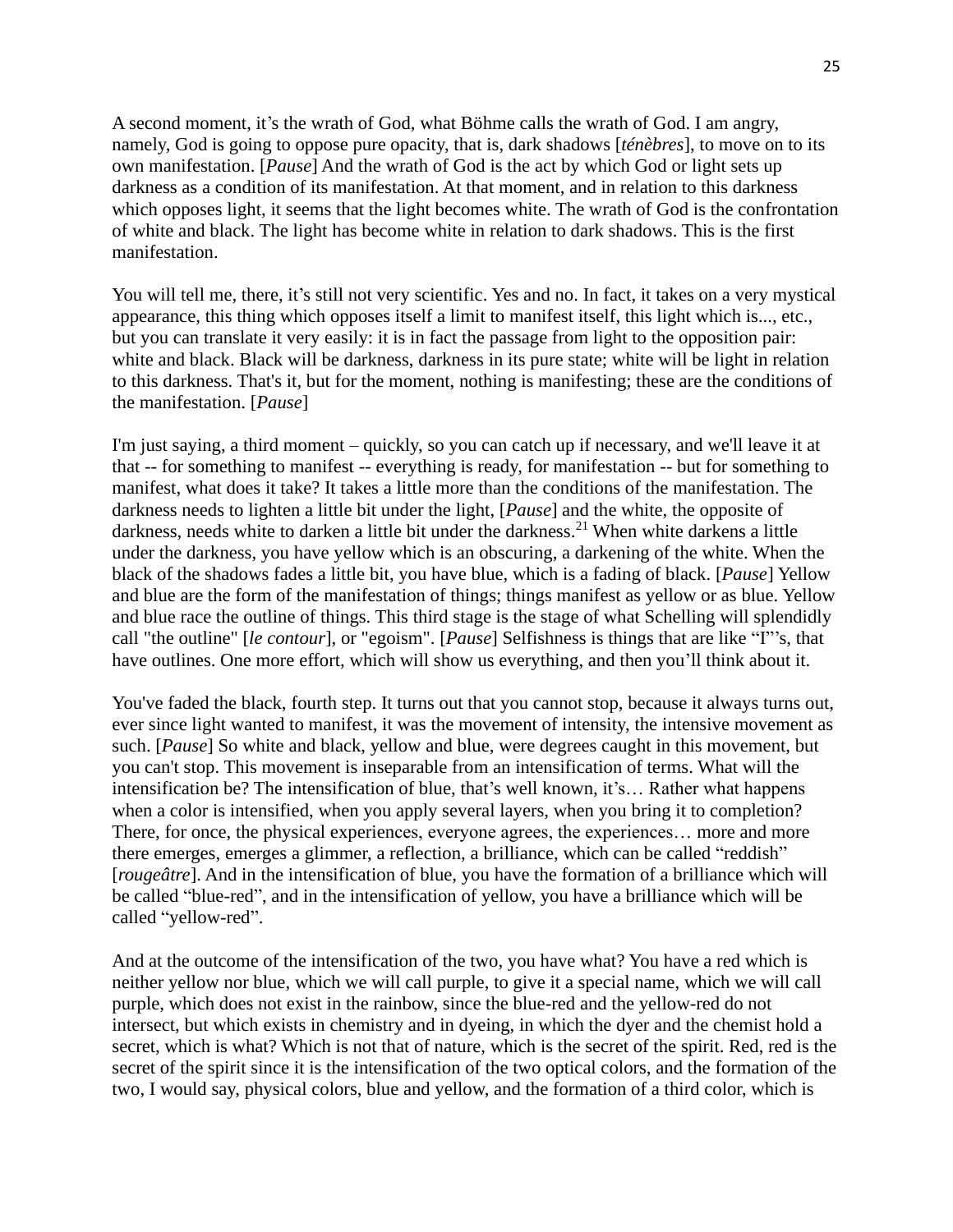A second moment, it's the wrath of God, what Böhme calls the wrath of God. I am angry, namely, God is going to oppose pure opacity, that is, dark shadows [*ténèbres*], to move on to its own manifestation. [*Pause*] And the wrath of God is the act by which God or light sets up darkness as a condition of its manifestation. At that moment, and in relation to this darkness which opposes light, it seems that the light becomes white. The wrath of God is the confrontation of white and black. The light has become white in relation to dark shadows. This is the first manifestation.

You will tell me, there, it's still not very scientific. Yes and no. In fact, it takes on a very mystical appearance, this thing which opposes itself a limit to manifest itself, this light which is..., etc., but you can translate it very easily: it is in fact the passage from light to the opposition pair: white and black. Black will be darkness, darkness in its pure state; white will be light in relation to this darkness. That's it, but for the moment, nothing is manifesting; these are the conditions of the manifestation. [*Pause*]

I'm just saying, a third moment – quickly, so you can catch up if necessary, and we'll leave it at that -- for something to manifest -- everything is ready, for manifestation -- but for something to manifest, what does it take? It takes a little more than the conditions of the manifestation. The darkness needs to lighten a little bit under the light, [*Pause*] and the white, the opposite of darkness, needs white to darken a little bit under the darkness.[21] When white darkens a little under the darkness, you have yellow which is an obscuring, a darkening of the white. When the black of the shadows fades a little bit, you have blue, which is a fading of black. [*Pause*] Yellow and blue are the form of the manifestation of things; things manifest as yellow or as blue. Yellow and blue race the outline of things. This third stage is the stage of what Schelling will splendidly call "the outline" [*le contour*], or "egoism". [*Pause*] Selfishness is things that are like "I"'s, that have outlines. One more effort, which will show us everything, and then you'll think about it.

You've faded the black, fourth step. It turns out that you cannot stop, because it always turns out, ever since light wanted to manifest, it was the movement of intensity, the intensive movement as such. [*Pause*] So white and black, yellow and blue, were degrees caught in this movement, but you can't stop. This movement is inseparable from an intensification of terms. What will the intensification be? The intensification of blue, that's well known, it's… Rather what happens when a color is intensified, when you apply several layers, when you bring it to completion? There, for once, the physical experiences, everyone agrees, the experiences… more and more there emerges, emerges a glimmer, a reflection, a brilliance, which can be called "reddish" [*rougeâtre*]. And in the intensification of blue, you have the formation of a brilliance which will be called "blue-red", and in the intensification of yellow, you have a brilliance which will be called "yellow-red".

And at the outcome of the intensification of the two, you have what? You have a red which is neither yellow nor blue, which we will call purple, to give it a special name, which we will call purple, which does not exist in the rainbow, since the blue-red and the yellow-red do not intersect, but which exists in chemistry and in dyeing, in which the dyer and the chemist hold a secret, which is what? Which is not that of nature, which is the secret of the spirit. Red, red is the secret of the spirit since it is the intensification of the two optical colors, and the formation of the two, I would say, physical colors, blue and yellow, and the formation of a third color, which is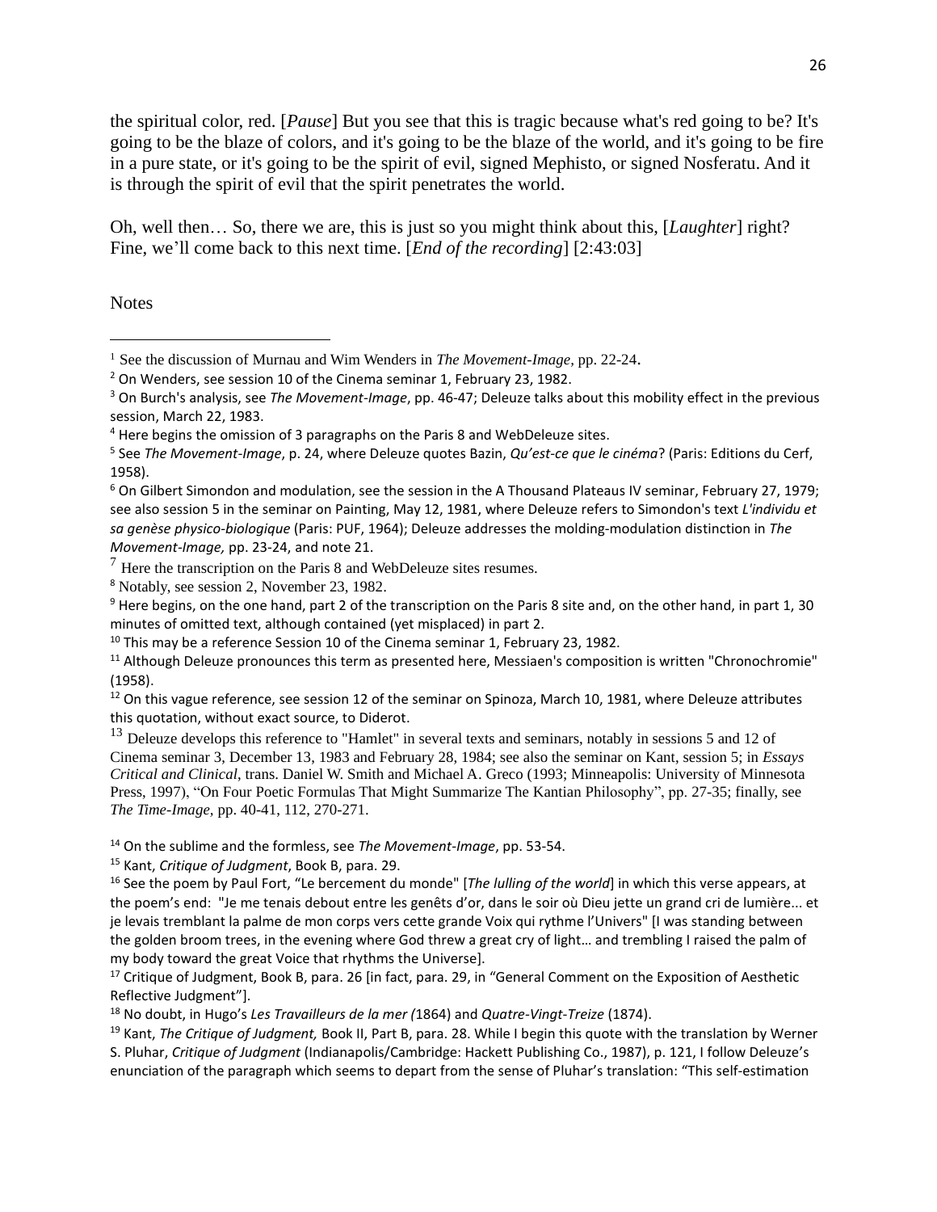the spiritual color, red. [*Pause*] But you see that this is tragic because what's red going to be? It's going to be the blaze of colors, and it's going to be the blaze of the world, and it's going to be fire in a pure state, or it's going to be the spirit of evil, signed Mephisto, or signed Nosferatu. And it is through the spirit of evil that the spirit penetrates the world.

Oh, well then… So, there we are, this is just so you might think about this, [*Laughter*] right? Fine, we'll come back to this next time. [*End of the recording*] [2:43:03]

Notes

---

[1] See the discussion of Murnau and Wim Wenders in *The Movement-Image*, pp. 22-24.

[2] On Wenders, see session 10 of the Cinema seminar 1, February 23, 1982.

[3] On Burch's analysis, see *The Movement-Image*, pp. 46-47; Deleuze talks about this mobility effect in the previous session, March 22, 1983.

[4] Here begins the omission of 3 paragraphs on the Paris 8 and WebDeleuze sites.

[5] See *The Movement-Image*, p. 24, where Deleuze quotes Bazin, *Qu'est-ce que le cinéma*? (Paris: Editions du Cerf, 1958).

[6] On Gilbert Simondon and modulation, see the session in the A Thousand Plateaus IV seminar, February 27, 1979; see also session 5 in the seminar on Painting, May 12, 1981, where Deleuze refers to Simondon's text *L'individu et sa genèse physico-biologique* (Paris: PUF, 1964); Deleuze addresses the molding-modulation distinction in *The Movement-Image,* pp. 23-24, and note 21.

[7] Here the transcription on the Paris 8 and WebDeleuze sites resumes.

[8] Notably, see session 2, November 23, 1982.

[9] Here begins, on the one hand, part 2 of the transcription on the Paris 8 site and, on the other hand, in part 1, 30 minutes of omitted text, although contained (yet misplaced) in part 2.

[10] This may be a reference Session 10 of the Cinema seminar 1, February 23, 1982.

[11] Although Deleuze pronounces this term as presented here, Messiaen's composition is written "Chronochromie" (1958).

[12] On this vague reference, see session 12 of the seminar on Spinoza, March 10, 1981, where Deleuze attributes this quotation, without exact source, to Diderot.

[13] Deleuze develops this reference to "Hamlet" in several texts and seminars, notably in sessions 5 and 12 of Cinema seminar 3, December 13, 1983 and February 28, 1984; see also the seminar on Kant, session 5; in *Essays Critical and Clinical*, trans. Daniel W. Smith and Michael A. Greco (1993; Minneapolis: University of Minnesota Press, 1997), "On Four Poetic Formulas That Might Summarize The Kantian Philosophy", pp. 27-35; finally, see *The Time-Image*, pp. 40-41, 112, 270-271.

[14] On the sublime and the formless, see *The Movement-Image*, pp. 53-54.

[15] Kant, *Critique of Judgment*, Book B, para. 29.

[16] See the poem by Paul Fort, "Le bercement du monde" [*The lulling of the world*] in which this verse appears, at the poem's end: "Je me tenais debout entre les genêts d'or, dans le soir où Dieu jette un grand cri de lumière... et je levais tremblant la palme de mon corps vers cette grande Voix qui rythme l'Univers" [I was standing between the golden broom trees, in the evening where God threw a great cry of light… and trembling I raised the palm of my body toward the great Voice that rhythms the Universe].

[17] Critique of Judgment, Book B, para. 26 [in fact, para. 29, in "General Comment on the Exposition of Aesthetic Reflective Judgment"].

[18] No doubt, in Hugo's *Les Travailleurs de la mer (*1864) and *Quatre-Vingt-Treize* (1874).

[19] Kant, *The Critique of Judgment,* Book II, Part B, para. 28. While I begin this quote with the translation by Werner S. Pluhar, *Critique of Judgment* (Indianapolis/Cambridge: Hackett Publishing Co., 1987), p. 121, I follow Deleuze's enunciation of the paragraph which seems to depart from the sense of Pluhar's translation: "This self-estimation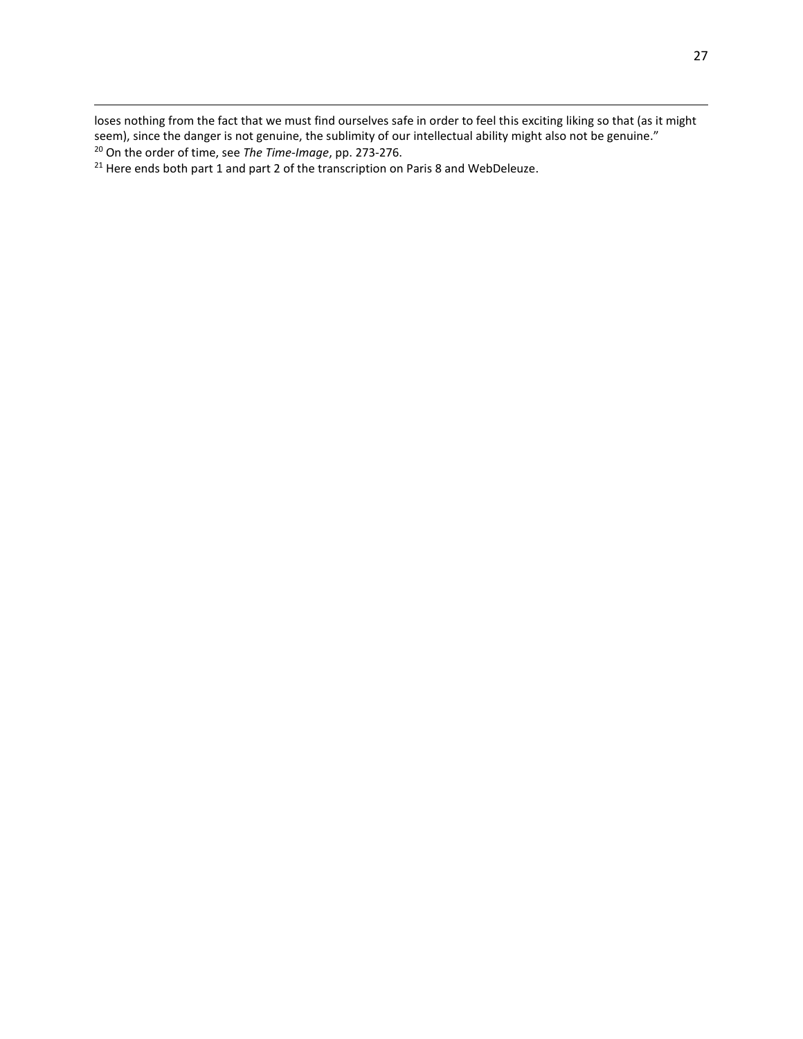loses nothing from the fact that we must find ourselves safe in order to feel this exciting liking so that (as it might seem), since the danger is not genuine, the sublimity of our intellectual ability might also not be genuine."

[20] On the order of time, see *The Time-Image*, pp. 273-276.

[21] Here ends both part 1 and part 2 of the transcription on Paris 8 and WebDeleuze.